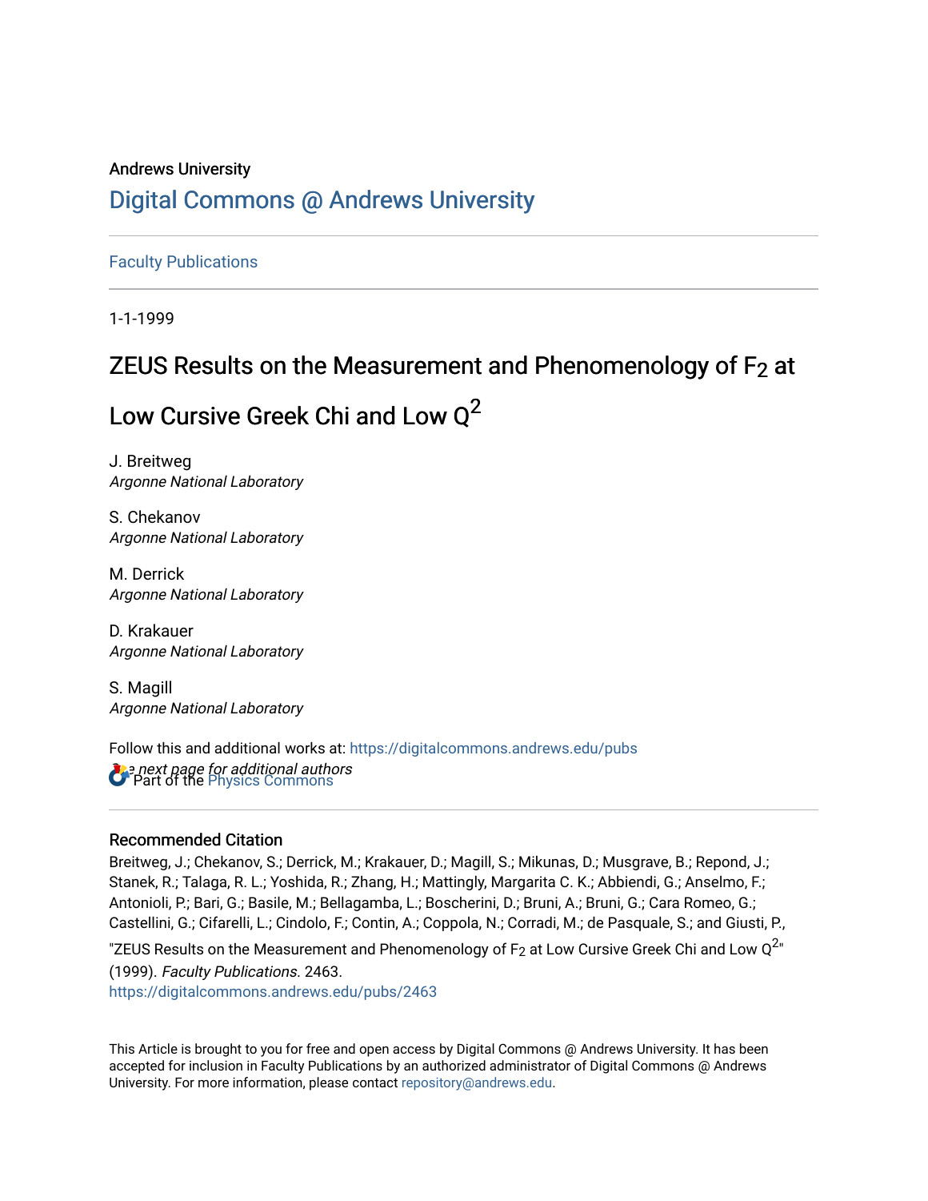Andrews University

# Digital Commons @ Andrews University

Faculty Publications

1-1-1999

## ZEUS Results on the Measurement and Phenomenology of $F_2$ at Low Cursive Greek Chi and Low $Q^2$

J. Breitweg
*Argonne National Laboratory*

S. Chekanov
*Argonne National Laboratory*

M. Derrick
*Argonne National Laboratory*

D. Krakauer
*Argonne National Laboratory*

S. Magill
*Argonne National Laboratory*

*See next page for additional authors*

Follow this and additional works at: https://digitalcommons.andrews.edu/pubs

Part of the Physics Commons

### Recommended Citation

Breitweg, J.; Chekanov, S.; Derrick, M.; Krakauer, D.; Magill, S.; Mikunas, D.; Musgrave, B.; Repond, J.; Stanek, R.; Talaga, R. L.; Yoshida, R.; Zhang, H.; Mattingly, Margarita C. K.; Abbiendi, G.; Anselmo, F.; Antonioli, P.; Bari, G.; Basile, M.; Bellagamba, L.; Boscherini, D.; Bruni, A.; Bruni, G.; Cara Romeo, G.; Castellini, G.; Cifarelli, L.; Cindolo, F.; Contin, A.; Coppola, N.; Corradi, M.; de Pasquale, S.; and Giusti, P., "ZEUS Results on the Measurement and Phenomenology of $F_2$ at Low Cursive Greek Chi and Low $Q^2$" (1999). *Faculty Publications*. 2463.
https://digitalcommons.andrews.edu/pubs/2463

This Article is brought to you for free and open access by Digital Commons @ Andrews University. It has been accepted for inclusion in Faculty Publications by an authorized administrator of Digital Commons @ Andrews University. For more information, please contact repository@andrews.edu.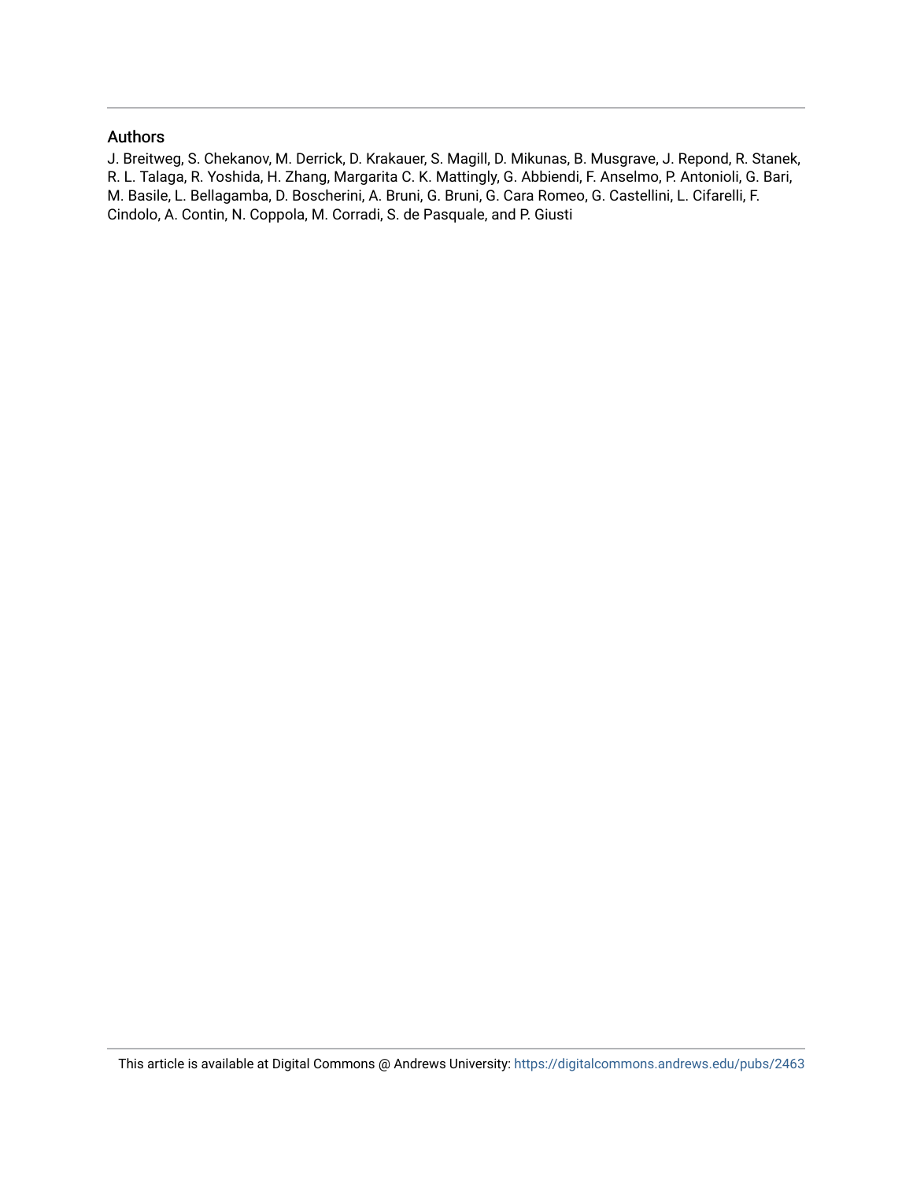## Authors

J. Breitweg, S. Chekanov, M. Derrick, D. Krakauer, S. Magill, D. Mikunas, B. Musgrave, J. Repond, R. Stanek, R. L. Talaga, R. Yoshida, H. Zhang, Margarita C. K. Mattingly, G. Abbiendi, F. Anselmo, P. Antonioli, G. Bari, M. Basile, L. Bellagamba, D. Boscherini, A. Bruni, G. Bruni, G. Cara Romeo, G. Castellini, L. Cifarelli, F. Cindolo, A. Contin, N. Coppola, M. Corradi, S. de Pasquale, and P. Giusti

This article is available at Digital Commons @ Andrews University: https://digitalcommons.andrews.edu/pubs/2463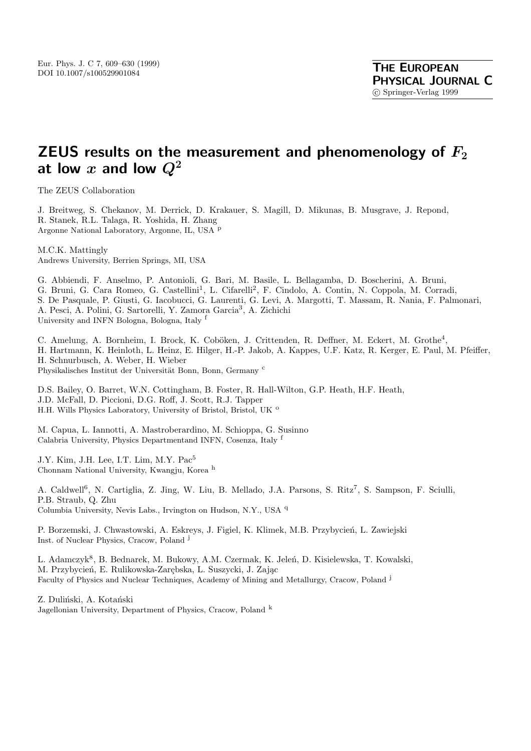# ZEUS results on the measurement and phenomenology of $F_2$ at low $x$ and low $Q^2$

The ZEUS Collaboration

J. Breitweg, S. Chekanov, M. Derrick, D. Krakauer, S. Magill, D. Mikunas, B. Musgrave, J. Repond, R. Stanek, R.L. Talaga, R. Yoshida, H. Zhang
Argonne National Laboratory, Argonne, IL, USA [p]

M.C.K. Mattingly
Andrews University, Berrien Springs, MI, USA

G. Abbiendi, F. Anselmo, P. Antonioli, G. Bari, M. Basile, L. Bellagamba, D. Boscherini, A. Bruni, G. Bruni, G. Cara Romeo, G. Castellini[1], L. Cifarelli[2], F. Cindolo, A. Contin, N. Coppola, M. Corradi, S. De Pasquale, P. Giusti, G. Iacobucci, G. Laurenti, G. Levi, A. Margotti, T. Massam, R. Nania, F. Palmonari, A. Pesci, A. Polini, G. Sartorelli, Y. Zamora Garcia[3], A. Zichichi
University and INFN Bologna, Bologna, Italy [f]

C. Amelung, A. Bornheim, I. Brock, K. Coböken, J. Crittenden, R. Deffner, M. Eckert, M. Grothe[4], H. Hartmann, K. Heinloth, L. Heinz, E. Hilger, H.-P. Jakob, A. Kappes, U.F. Katz, R. Kerger, E. Paul, M. Pfeiffer, H. Schnurbusch, A. Weber, H. Wieber
Physikalisches Institut der Universität Bonn, Bonn, Germany [c]

D.S. Bailey, O. Barret, W.N. Cottingham, B. Foster, R. Hall-Wilton, G.P. Heath, H.F. Heath, J.D. McFall, D. Piccioni, D.G. Roff, J. Scott, R.J. Tapper
H.H. Wills Physics Laboratory, University of Bristol, Bristol, UK [o]

M. Capua, L. Iannotti, A. Mastroberardino, M. Schioppa, G. Susinno
Calabria University, Physics Departmentand INFN, Cosenza, Italy [f]

J.Y. Kim, J.H. Lee, I.T. Lim, M.Y. Pac[5]
Chonnam National University, Kwangju, Korea [h]

A. Caldwell[6], N. Cartiglia, Z. Jing, W. Liu, B. Mellado, J.A. Parsons, S. Ritz[7], S. Sampson, F. Sciulli, P.B. Straub, Q. Zhu
Columbia University, Nevis Labs., Irvington on Hudson, N.Y., USA [q]

P. Borzemski, J. Chwastowski, A. Eskreys, J. Figiel, K. Klimek, M.B. Przybycień, L. Zawiejski
Inst. of Nuclear Physics, Cracow, Poland [j]

L. Adamczyk[8], B. Bednarek, M. Bukowy, A.M. Czermak, K. Jeleń, D. Kisielewska, T. Kowalski, M. Przybycień, E. Rulikowska-Zarębska, L. Suszycki, J. Zając
Faculty of Physics and Nuclear Techniques, Academy of Mining and Metallurgy, Cracow, Poland [j]

Z. Duliński, A. Kotański
Jagellonian University, Department of Physics, Cracow, Poland [k]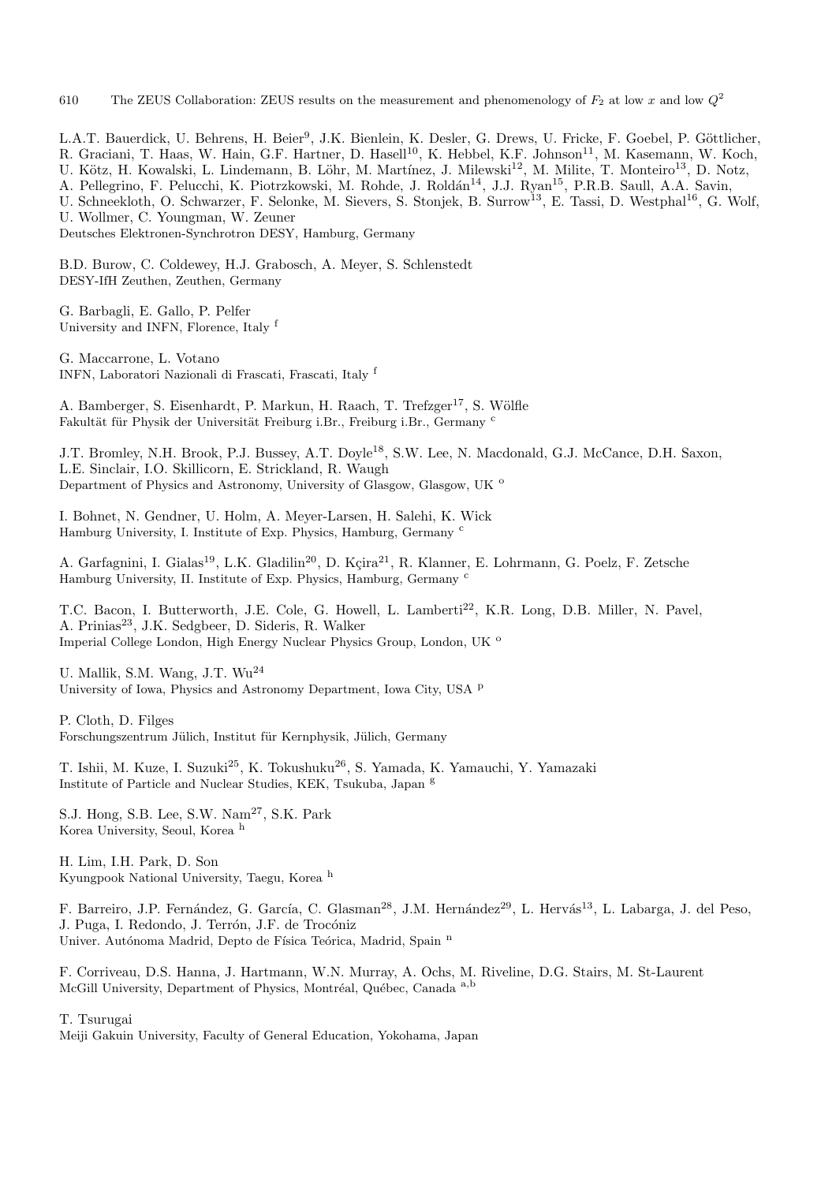L.A.T. Bauerdick, U. Behrens, H. Beier[9], J.K. Bienlein, K. Desler, G. Drews, U. Fricke, F. Goebel, P. Göttlicher, R. Graciani, T. Haas, W. Hain, G.F. Hartner, D. Hasell[10], K. Hebbel, K.F. Johnson[11], M. Kasemann, W. Koch, U. Kötz, H. Kowalski, L. Lindemann, B. Löhr, M. Martínez, J. Milewski[12], M. Milite, T. Monteiro[13], D. Notz, A. Pellegrino, F. Pelucchi, K. Piotrzkowski, M. Rohde, J. Roldán[14], J.J. Ryan[15], P.R.B. Saull, A.A. Savin, U. Schneekloth, O. Schwarzer, F. Selonke, M. Sievers, S. Stonjek, B. Surrow[13], E. Tassi, D. Westphal[16], G. Wolf, U. Wollmer, C. Youngman, W. Zeuner
Deutsches Elektronen-Synchrotron DESY, Hamburg, Germany

B.D. Burow, C. Coldewey, H.J. Grabosch, A. Meyer, S. Schlenstedt
DESY-IfH Zeuthen, Zeuthen, Germany

G. Barbagli, E. Gallo, P. Pelfer
University and INFN, Florence, Italy [f]

G. Maccarrone, L. Votano
INFN, Laboratori Nazionali di Frascati, Frascati, Italy [f]

A. Bamberger, S. Eisenhardt, P. Markun, H. Raach, T. Trefzger[17], S. Wölfle
Fakultät für Physik der Universität Freiburg i.Br., Freiburg i.Br., Germany [c]

J.T. Bromley, N.H. Brook, P.J. Bussey, A.T. Doyle[18], S.W. Lee, N. Macdonald, G.J. McCance, D.H. Saxon, L.E. Sinclair, I.O. Skillicorn, E. Strickland, R. Waugh
Department of Physics and Astronomy, University of Glasgow, Glasgow, UK [o]

I. Bohnet, N. Gendner, U. Holm, A. Meyer-Larsen, H. Salehi, K. Wick
Hamburg University, I. Institute of Exp. Physics, Hamburg, Germany [c]

A. Garfagnini, I. Gialas[19], L.K. Gladilin[20], D. Kçira[21], R. Klanner, E. Lohrmann, G. Poelz, F. Zetsche
Hamburg University, II. Institute of Exp. Physics, Hamburg, Germany [c]

T.C. Bacon, I. Butterworth, J.E. Cole, G. Howell, L. Lamberti[22], K.R. Long, D.B. Miller, N. Pavel, A. Prinias[23], J.K. Sedgbeer, D. Sideris, R. Walker
Imperial College London, High Energy Nuclear Physics Group, London, UK [o]

U. Mallik, S.M. Wang, J.T. Wu[24]
University of Iowa, Physics and Astronomy Department, Iowa City, USA [p]

P. Cloth, D. Filges
Forschungszentrum Jülich, Institut für Kernphysik, Jülich, Germany

T. Ishii, M. Kuze, I. Suzuki[25], K. Tokushuku[26], S. Yamada, K. Yamauchi, Y. Yamazaki
Institute of Particle and Nuclear Studies, KEK, Tsukuba, Japan [g]

S.J. Hong, S.B. Lee, S.W. Nam[27], S.K. Park
Korea University, Seoul, Korea [h]

H. Lim, I.H. Park, D. Son
Kyungpook National University, Taegu, Korea [h]

F. Barreiro, J.P. Fernández, G. García, C. Glasman[28], J.M. Hernández[29], L. Hervás[13], L. Labarga, J. del Peso, J. Puga, I. Redondo, J. Terrón, J.F. de Trocóniz
Univer. Autónoma Madrid, Depto de Física Teórica, Madrid, Spain [n]

F. Corriveau, D.S. Hanna, J. Hartmann, W.N. Murray, A. Ochs, M. Riveline, D.G. Stairs, M. St-Laurent
McGill University, Department of Physics, Montréal, Québec, Canada [a,b]

T. Tsurugai
Meiji Gakuin University, Faculty of General Education, Yokohama, Japan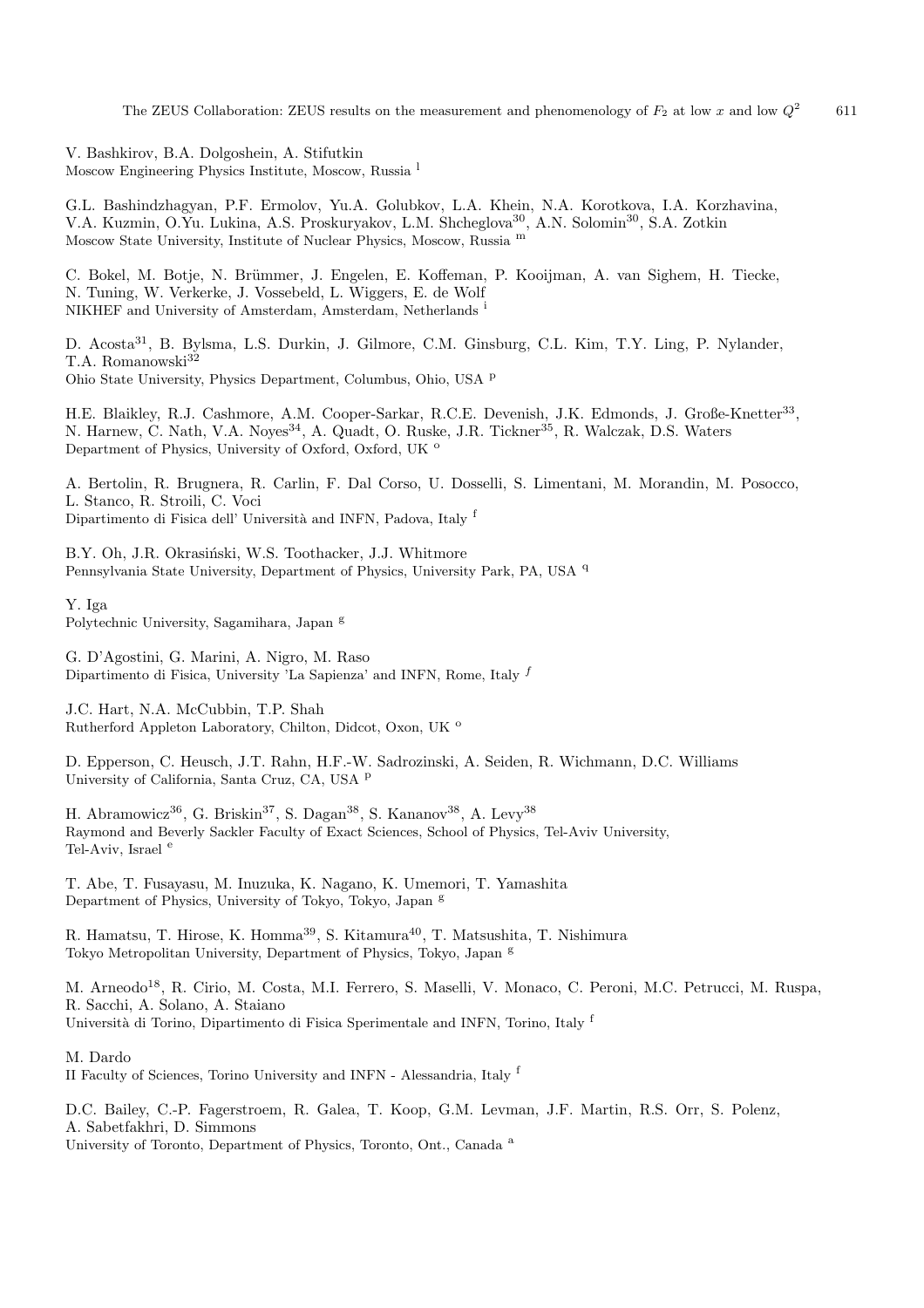V. Bashkirov, B.A. Dolgoshein, A. Stifutkin
Moscow Engineering Physics Institute, Moscow, Russia [l]

G.L. Bashindzhagyan, P.F. Ermolov, Yu.A. Golubkov, L.A. Khein, N.A. Korotkova, I.A. Korzhavina, V.A. Kuzmin, O.Yu. Lukina, A.S. Proskuryakov, L.M. Shcheglova[30], A.N. Solomin[30], S.A. Zotkin
Moscow State University, Institute of Nuclear Physics, Moscow, Russia [m]

C. Bokel, M. Botje, N. Brümmer, J. Engelen, E. Koffeman, P. Kooijman, A. van Sighem, H. Tiecke, N. Tuning, W. Verkerke, J. Vossebeld, L. Wiggers, E. de Wolf
NIKHEF and University of Amsterdam, Amsterdam, Netherlands [i]

D. Acosta[31], B. Bylsma, L.S. Durkin, J. Gilmore, C.M. Ginsburg, C.L. Kim, T.Y. Ling, P. Nylander, T.A. Romanowski[32]
Ohio State University, Physics Department, Columbus, Ohio, USA [p]

H.E. Blaikley, R.J. Cashmore, A.M. Cooper-Sarkar, R.C.E. Devenish, J.K. Edmonds, J. Große-Knetter[33], N. Harnew, C. Nath, V.A. Noyes[34], A. Quadt, O. Ruske, J.R. Tickner[35], R. Walczak, D.S. Waters
Department of Physics, University of Oxford, Oxford, UK [o]

A. Bertolin, R. Brugnera, R. Carlin, F. Dal Corso, U. Dosselli, S. Limentani, M. Morandin, M. Posocco, L. Stanco, R. Stroili, C. Voci
Dipartimento di Fisica dell' Università and INFN, Padova, Italy [f]

B.Y. Oh, J.R. Okrasiński, W.S. Toothacker, J.J. Whitmore
Pennsylvania State University, Department of Physics, University Park, PA, USA [q]

Y. Iga
Polytechnic University, Sagamihara, Japan [g]

G. D'Agostini, G. Marini, A. Nigro, M. Raso
Dipartimento di Fisica, University 'La Sapienza' and INFN, Rome, Italy [f]

J.C. Hart, N.A. McCubbin, T.P. Shah
Rutherford Appleton Laboratory, Chilton, Didcot, Oxon, UK [o]

D. Epperson, C. Heusch, J.T. Rahn, H.F.-W. Sadrozinski, A. Seiden, R. Wichmann, D.C. Williams
University of California, Santa Cruz, CA, USA [p]

H. Abramowicz[36], G. Briskin[37], S. Dagan[38], S. Kananov[38], A. Levy[38]
Raymond and Beverly Sackler Faculty of Exact Sciences, School of Physics, Tel-Aviv University, Tel-Aviv, Israel [e]

T. Abe, T. Fusayasu, M. Inuzuka, K. Nagano, K. Umemori, T. Yamashita
Department of Physics, University of Tokyo, Tokyo, Japan [g]

R. Hamatsu, T. Hirose, K. Homma[39], S. Kitamura[40], T. Matsushita, T. Nishimura
Tokyo Metropolitan University, Department of Physics, Tokyo, Japan [g]

M. Arneodo[18], R. Cirio, M. Costa, M.I. Ferrero, S. Maselli, V. Monaco, C. Peroni, M.C. Petrucci, M. Ruspa, R. Sacchi, A. Solano, A. Staiano
Università di Torino, Dipartimento di Fisica Sperimentale and INFN, Torino, Italy [f]

M. Dardo
II Faculty of Sciences, Torino University and INFN - Alessandria, Italy [f]

D.C. Bailey, C.-P. Fagerstroem, R. Galea, T. Koop, G.M. Levman, J.F. Martin, R.S. Orr, S. Polenz, A. Sabetfakhri, D. Simmons
University of Toronto, Department of Physics, Toronto, Ont., Canada [a]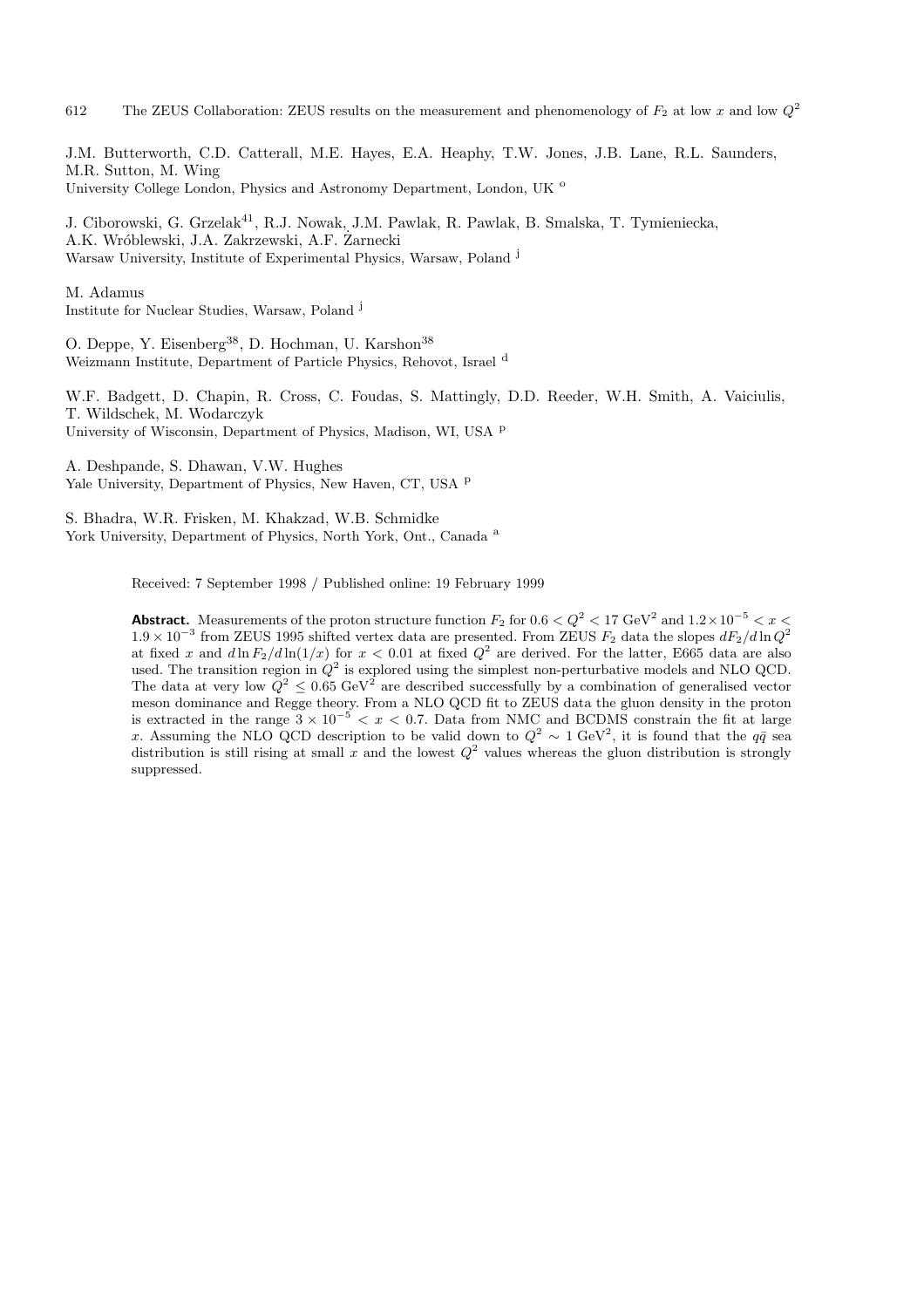J.M. Butterworth, C.D. Catterall, M.E. Hayes, E.A. Heaphy, T.W. Jones, J.B. Lane, R.L. Saunders, M.R. Sutton, M. Wing
University College London, Physics and Astronomy Department, London, UK [o]

J. Ciborowski, G. Grzelak[41], R.J. Nowak, J.M. Pawlak, R. Pawlak, B. Smalska, T. Tymieniecka, A.K. Wróblewski, J.A. Zakrzewski, A.F. Żarnecki
Warsaw University, Institute of Experimental Physics, Warsaw, Poland [j]

M. Adamus
Institute for Nuclear Studies, Warsaw, Poland [j]

O. Deppe, Y. Eisenberg[38], D. Hochman, U. Karshon[38]
Weizmann Institute, Department of Particle Physics, Rehovot, Israel [d]

W.F. Badgett, D. Chapin, R. Cross, C. Foudas, S. Mattingly, D.D. Reeder, W.H. Smith, A. Vaiciulis, T. Wildschek, M. Wodarczyk
University of Wisconsin, Department of Physics, Madison, WI, USA [p]

A. Deshpande, S. Dhawan, V.W. Hughes
Yale University, Department of Physics, New Haven, CT, USA [p]

S. Bhadra, W.R. Frisken, M. Khakzad, W.B. Schmidke
York University, Department of Physics, North York, Ont., Canada [a]

Received: 7 September 1998 / Published online: 19 February 1999

**Abstract.** Measurements of the proton structure function $F_2$ for $0.6 < Q^2 < 17$ GeV$^2$ and $1.2 \times 10^{-5} < x < 1.9 \times 10^{-3}$ from ZEUS 1995 shifted vertex data are presented. From ZEUS $F_2$ data the slopes $dF_2/d\ln Q^2$ at fixed $x$ and $d\ln F_2/d\ln(1/x)$ for $x < 0.01$ at fixed $Q^2$ are derived. For the latter, E665 data are also used. The transition region in $Q^2$ is explored using the simplest non-perturbative models and NLO QCD. The data at very low $Q^2 \leq 0.65$ GeV$^2$ are described successfully by a combination of generalised vector meson dominance and Regge theory. From a NLO QCD fit to ZEUS data the gluon density in the proton is extracted in the range $3 \times 10^{-5} < x < 0.7$. Data from NMC and BCDMS constrain the fit at large $x$. Assuming the NLO QCD description to be valid down to $Q^2 \sim 1$ GeV$^2$, it is found that the $q\bar{q}$ sea distribution is still rising at small $x$ and the lowest $Q^2$ values whereas the gluon distribution is strongly suppressed.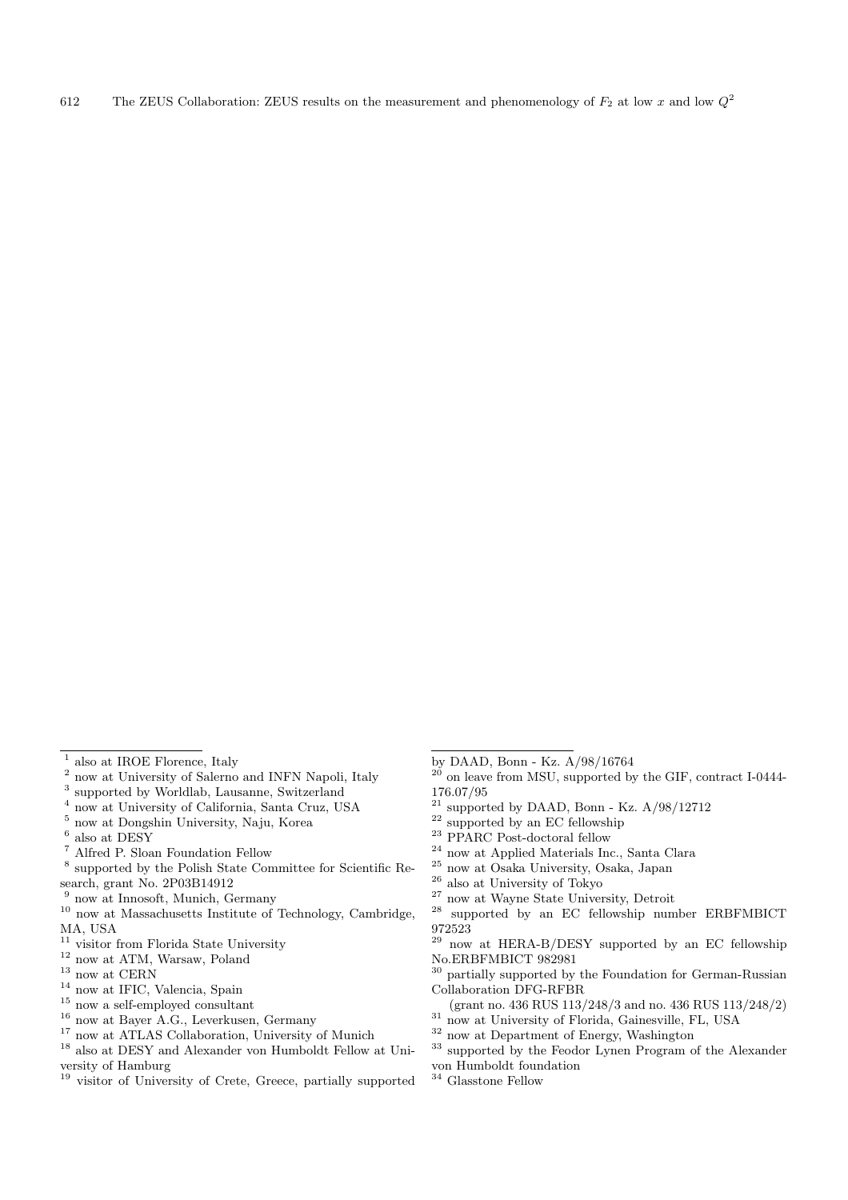[1] also at IROE Florence, Italy
[2] now at University of Salerno and INFN Napoli, Italy
[3] supported by Worldlab, Lausanne, Switzerland
[4] now at University of California, Santa Cruz, USA
[5] now at Dongshin University, Naju, Korea
[6] also at DESY
[7] Alfred P. Sloan Foundation Fellow
[8] supported by the Polish State Committee for Scientific Research, grant No. 2P03B14912
[9] now at Innosoft, Munich, Germany
[10] now at Massachusetts Institute of Technology, Cambridge, MA, USA
[11] visitor from Florida State University
[12] now at ATM, Warsaw, Poland
[13] now at CERN
[14] now at IFIC, Valencia, Spain
[15] now a self-employed consultant
[16] now at Bayer A.G., Leverkusen, Germany
[17] now at ATLAS Collaboration, University of Munich
[18] also at DESY and Alexander von Humboldt Fellow at University of Hamburg
[19] visitor of University of Crete, Greece, partially supported by DAAD, Bonn - Kz. A/98/16764
[20] on leave from MSU, supported by the GIF, contract I-0444-176.07/95
[21] supported by DAAD, Bonn - Kz. A/98/12712
[22] supported by an EC fellowship
[23] PPARC Post-doctoral fellow
[24] now at Applied Materials Inc., Santa Clara
[25] now at Osaka University, Osaka, Japan
[26] also at University of Tokyo
[27] now at Wayne State University, Detroit
[28] supported by an EC fellowship number ERBFMBICT 972523
[29] now at HERA-B/DESY supported by an EC fellowship No.ERBFMBICT 982981
[30] partially supported by the Foundation for German-Russian Collaboration DFG-RFBR (grant no. 436 RUS 113/248/3 and no. 436 RUS 113/248/2)
[31] now at University of Florida, Gainesville, FL, USA
[32] now at Department of Energy, Washington
[33] supported by the Feodor Lynen Program of the Alexander von Humboldt foundation
[34] Glasstone Fellow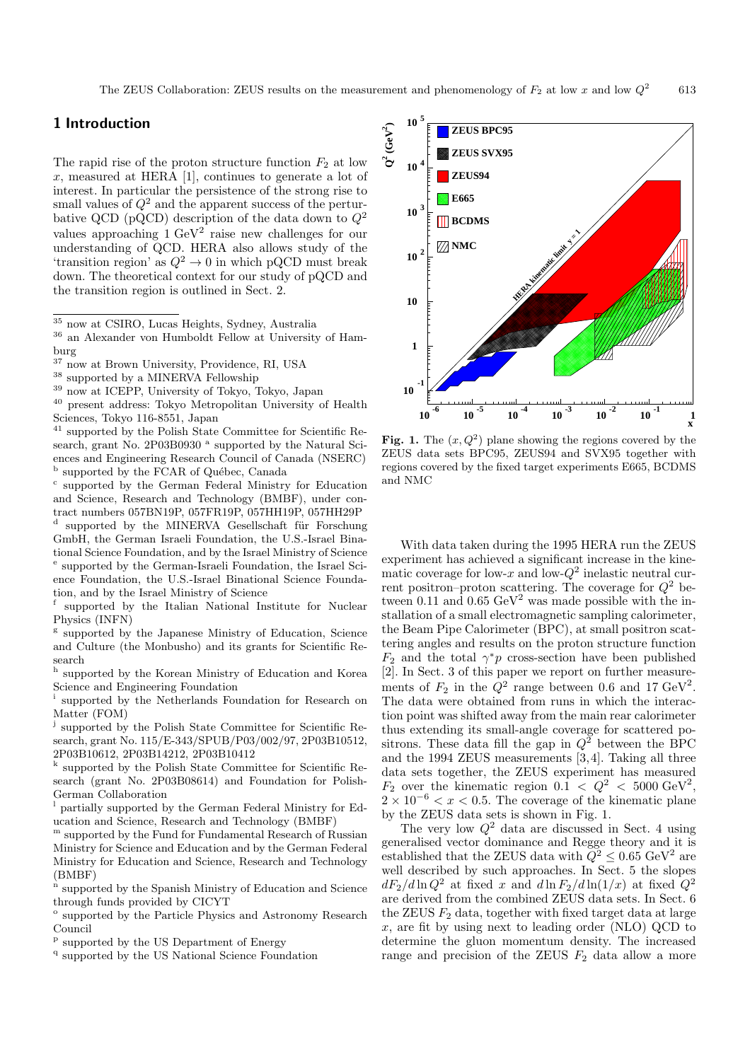## 1 Introduction

The rapid rise of the proton structure function $F_2$ at low $x$, measured at HERA [1], continues to generate a lot of interest. In particular the persistence of the strong rise to small values of $Q^2$ and the apparent success of the perturbative QCD (pQCD) description of the data down to $Q^2$ values approaching 1 GeV$^2$ raise new challenges for our understanding of QCD. HERA also allows study of the 'transition region' as $Q^2 \to 0$ in which pQCD must break down. The theoretical context for our study of pQCD and the transition region is outlined in Sect. 2.

Fig. 1. The $(x, Q^2)$ plane showing the regions covered by the ZEUS data sets BPC95, ZEUS94 and SVX95 together with regions covered by the fixed target experiments E665, BCDMS and NMC

With data taken during the 1995 HERA run the ZEUS experiment has achieved a significant increase in the kinematic coverage for low-$x$ and low-$Q^2$ inelastic neutral current positron–proton scattering. The coverage for $Q^2$ between 0.11 and 0.65 GeV$^2$ was made possible with the installation of a small electromagnetic sampling calorimeter, the Beam Pipe Calorimeter (BPC), at small positron scattering angles and results on the proton structure function $F_2$ and the total $\gamma^* p$ cross-section have been published [2]. In Sect. 3 of this paper we report on further measurements of $F_2$ in the $Q^2$ range between 0.6 and 17 GeV$^2$. The data were obtained from runs in which the interaction point was shifted away from the main rear calorimeter thus extending its small-angle coverage for scattered positrons. These data fill the gap in $Q^2$ between the BPC and the 1994 ZEUS measurements [3,4]. Taking all three data sets together, the ZEUS experiment has measured $F_2$ over the kinematic region $0.1 < Q^2 < 5000$ GeV$^2$, $2 \times 10^{-6} < x < 0.5$. The coverage of the kinematic plane by the ZEUS data sets is shown in Fig. 1.

The very low $Q^2$ data are discussed in Sect. 4 using generalised vector dominance and Regge theory and it is established that the ZEUS data with $Q^2 \leq 0.65$ GeV$^2$ are well described by such approaches. In Sect. 5 the slopes $dF_2/d\ln Q^2$ at fixed $x$ and $d\ln F_2/d\ln(1/x)$ at fixed $Q^2$ are derived from the combined ZEUS data sets. In Sect. 6 the ZEUS $F_2$ data, together with fixed target data at large $x$, are fit by using next to leading order (NLO) QCD to determine the gluon momentum density. The increased range and precision of the ZEUS $F_2$ data allow a more

---

[35] now at CSIRO, Lucas Heights, Sydney, Australia
[36] an Alexander von Humboldt Fellow at University of Hamburg
[37] now at Brown University, Providence, RI, USA
[38] supported by a MINERVA Fellowship
[39] now at ICEPP, University of Tokyo, Tokyo, Japan
[40] present address: Tokyo Metropolitan University of Health Sciences, Tokyo 116-8551, Japan
[41] supported by the Polish State Committee for Scientific Research, grant No. 2P03B09308
[a] supported by the Natural Sciences and Engineering Research Council of Canada (NSERC)
[b] supported by the FCAR of Québec, Canada
[c] supported by the German Federal Ministry for Education and Science, Research and Technology (BMBF), under contract numbers 057BN19P, 057FR19P, 057HH19P, 057HH29P
[d] supported by the MINERVA Gesellschaft für Forschung GmbH, the German Israeli Foundation, the U.S.-Israel Binational Science Foundation, and by the Israel Ministry of Science
[e] supported by the German-Israeli Foundation, the Israel Science Foundation, the U.S.-Israel Binational Science Foundation, and by the Israel Ministry of Science
[f] supported by the Italian National Institute for Nuclear Physics (INFN)
[g] supported by the Japanese Ministry of Education, Science and Culture (the Monbusho) and its grants for Scientific Research
[h] supported by the Korean Ministry of Education and Korea Science and Engineering Foundation
[i] supported by the Netherlands Foundation for Research on Matter (FOM)
[j] supported by the Polish State Committee for Scientific Research, grant No. 115/E-343/SPUB/P03/002/97, 2P03B10512, 2P03B10612, 2P03B14212, 2P03B10412
[k] supported by the Polish State Committee for Scientific Research (grant No. 2P03B08614) and Foundation for Polish-German Collaboration
[l] partially supported by the German Federal Ministry for Education and Science, Research and Technology (BMBF)
[m] supported by the Fund for Fundamental Research of Russian Ministry for Science and Education and by the German Federal Ministry for Education and Science, Research and Technology (BMBF)
[n] supported by the Spanish Ministry of Education and Science through funds provided by CICYT
[o] supported by the Particle Physics and Astronomy Research Council
[p] supported by the US Department of Energy
[q] supported by the US National Science Foundation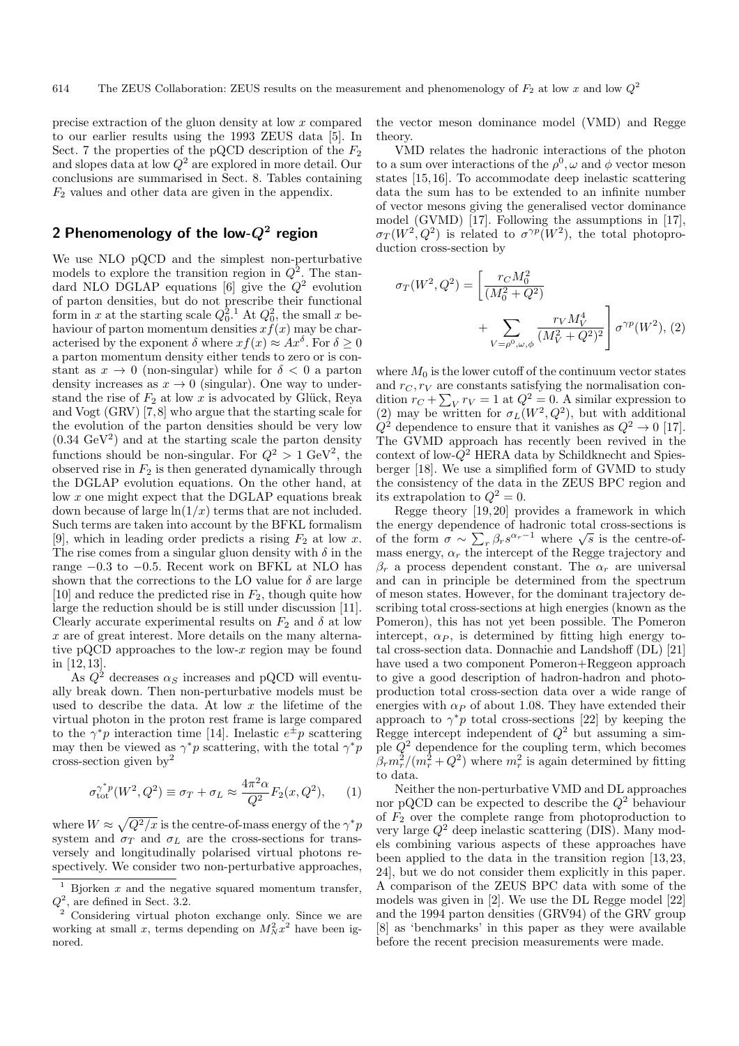precise extraction of the gluon density at low $x$ compared to our earlier results using the 1993 ZEUS data [5]. In Sect. 7 the properties of the pQCD description of the $F_2$ and slopes data at low $Q^2$ are explored in more detail. Our conclusions are summarised in Sect. 8. Tables containing $F_2$ values and other data are given in the appendix.

## 2 Phenomenology of the low-$Q^2$ region

We use NLO pQCD and the simplest non-perturbative models to explore the transition region in $Q^2$. The standard NLO DGLAP equations [6] give the $Q^2$ evolution of parton densities, but do not prescribe their functional form in $x$ at the starting scale $Q_0^2$.[1] At $Q_0^2$, the small $x$ behaviour of parton momentum densities $xf(x)$ may be characterised by the exponent $\delta$ where $xf(x) \approx Ax^{\delta}$. For $\delta \geq 0$ a parton momentum density either tends to zero or is constant as $x \to 0$ (non-singular) while for $\delta < 0$ a parton density increases as $x \to 0$ (singular). One way to understand the rise of $F_2$ at low $x$ is advocated by Glück, Reya and Vogt (GRV) [7,8] who argue that the starting scale for the evolution of the parton densities should be very low ($0.34$ GeV$^2$) and at the starting scale the parton density functions should be non-singular. For $Q^2 > 1$ GeV$^2$, the observed rise in $F_2$ is then generated dynamically through the DGLAP evolution equations. On the other hand, at low $x$ one might expect that the DGLAP equations break down because of large $\ln(1/x)$ terms that are not included. Such terms are taken into account by the BFKL formalism [9], which in leading order predicts a rising $F_2$ at low $x$. The rise comes from a singular gluon density with $\delta$ in the range $-0.3$ to $-0.5$. Recent work on BFKL at NLO has shown that the corrections to the LO value for $\delta$ are large [10] and reduce the predicted rise in $F_2$, though quite how large the reduction should be is still under discussion [11]. Clearly accurate experimental results on $F_2$ and $\delta$ at low $x$ are of great interest. More details on the many alternative pQCD approaches to the low-$x$ region may be found in [12,13].

As $Q^2$ decreases $\alpha_S$ increases and pQCD will eventually break down. Then non-perturbative models must be used to describe the data. At low $x$ the lifetime of the virtual photon in the proton rest frame is large compared to the $\gamma^* p$ interaction time [14]. Inelastic $e^{\pm}p$ scattering may then be viewed as $\gamma^* p$ scattering, with the total $\gamma^* p$ cross-section given by[2]

$$\sigma_{\rm tot}^{\gamma^* p}(W^2, Q^2) \equiv \sigma_T + \sigma_L \approx \frac{4\pi^2\alpha}{Q^2} F_2(x, Q^2), \qquad (1)$$

where $W \approx \sqrt{Q^2/x}$ is the centre-of-mass energy of the $\gamma^* p$ system and $\sigma_T$ and $\sigma_L$ are the cross-sections for transversely and longitudinally polarised virtual photons respectively. We consider two non-perturbative approaches, the vector meson dominance model (VMD) and Regge theory.

VMD relates the hadronic interactions of the photon to a sum over interactions of the $\rho^0, \omega$ and $\phi$ vector meson states [15,16]. To accommodate deep inelastic scattering data the sum has to be extended to an infinite number of vector mesons giving the generalised vector dominance model (GVMD) [17]. Following the assumptions in [17], $\sigma_T(W^2, Q^2)$ is related to $\sigma^{\gamma p}(W^2)$, the total photoproduction cross-section by

$$\sigma_T(W^2, Q^2) = \left[ \frac{r_C M_0^2}{(M_0^2 + Q^2)} + \sum_{V=\rho^0,\omega,\phi} \frac{r_V M_V^4}{(M_V^2 + Q^2)^2} \right] \sigma^{\gamma p}(W^2), \quad (2)$$

where $M_0$ is the lower cutoff of the continuum vector states and $r_C, r_V$ are constants satisfying the normalisation condition $r_C + \sum_V r_V = 1$ at $Q^2 = 0$. A similar expression to (2) may be written for $\sigma_L(W^2, Q^2)$, but with additional $Q^2$ dependence to ensure that it vanishes as $Q^2 \to 0$ [17]. The GVMD approach has recently been revived in the context of low-$Q^2$ HERA data by Schildknecht and Spiesberger [18]. We use a simplified form of GVMD to study the consistency of the data in the ZEUS BPC region and its extrapolation to $Q^2 = 0$.

Regge theory [19,20] provides a framework in which the energy dependence of hadronic total cross-sections is of the form $\sigma \sim \sum_r \beta_r s^{\alpha_r - 1}$ where $\sqrt{s}$ is the centre-of-mass energy, $\alpha_r$ the intercept of the Regge trajectory and $\beta_r$ a process dependent constant. The $\alpha_r$ are universal and can in principle be determined from the spectrum of meson states. However, for the dominant trajectory describing total cross-sections at high energies (known as the Pomeron), this has not yet been possible. The Pomeron intercept, $\alpha_P$, is determined by fitting high energy total cross-section data. Donnachie and Landshoff (DL) [21] have used a two component Pomeron+Reggeon approach to give a good description of hadron-hadron and photoproduction total cross-section data over a wide range of energies with $\alpha_P$ of about 1.08. They have extended their approach to $\gamma^* p$ total cross-sections [22] by keeping the Regge intercept independent of $Q^2$ but assuming a simple $Q^2$ dependence for the coupling term, which becomes $\beta_r m_r^2/(m_r^2 + Q^2)$ where $m_r^2$ is again determined by fitting to data.

Neither the non-perturbative VMD and DL approaches nor pQCD can be expected to describe the $Q^2$ behaviour of $F_2$ over the complete range from photoproduction to very large $Q^2$ deep inelastic scattering (DIS). Many models combining various aspects of these approaches have been applied to the data in the transition region [13,23,24], but we do not consider them explicitly in this paper. A comparison of the ZEUS BPC data with some of the models was given in [2]. We use the DL Regge model [22] and the 1994 parton densities (GRV94) of the GRV group [8] as 'benchmarks' in this paper as they were available before the recent precision measurements were made.

---

[1] Bjorken $x$ and the negative squared momentum transfer, $Q^2$, are defined in Sect. 3.2.

[2] Considering virtual photon exchange only. Since we are working at small $x$, terms depending on $M_N^2 x^2$ have been ignored.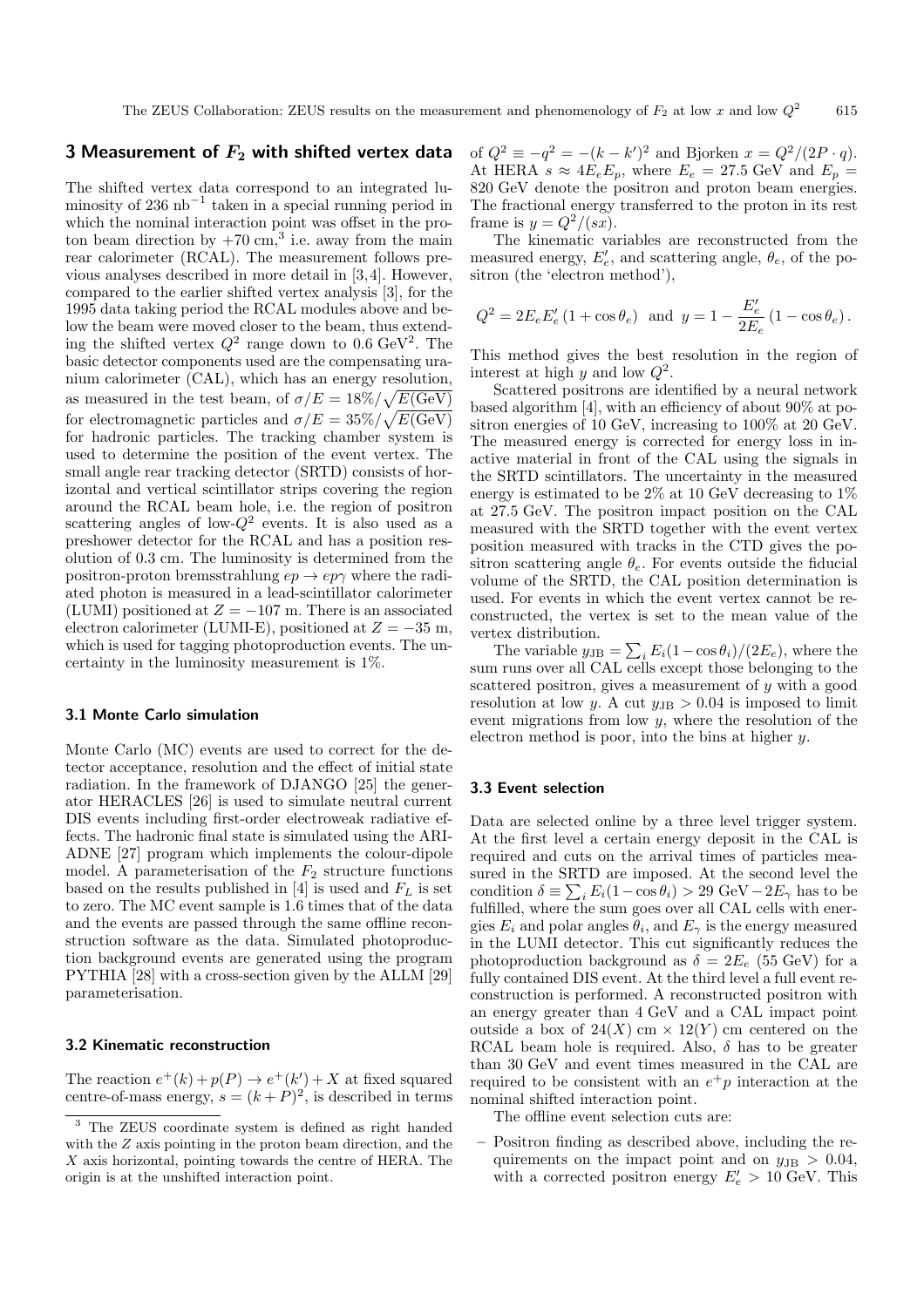## 3 Measurement of $F_2$ with shifted vertex data

The shifted vertex data correspond to an integrated luminosity of 236 $\text{nb}^{-1}$ taken in a special running period in which the nominal interaction point was offset in the proton beam direction by +70 cm,[3] i.e. away from the main rear calorimeter (RCAL). The measurement follows previous analyses described in more detail in [3,4]. However, compared to the earlier shifted vertex analysis [3], for the 1995 data taking period the RCAL modules above and below the beam were moved closer to the beam, thus extending the shifted vertex $Q^2$ range down to 0.6 $\text{GeV}^2$. The basic detector components used are the compensating uranium calorimeter (CAL), which has an energy resolution, as measured in the test beam, of $\sigma/E = 18\%/\sqrt{E(\text{GeV})}$ for electromagnetic particles and $\sigma/E = 35\%/\sqrt{E(\text{GeV})}$ for hadronic particles. The tracking chamber system is used to determine the position of the event vertex. The small angle rear tracking detector (SRTD) consists of horizontal and vertical scintillator strips covering the region around the RCAL beam hole, i.e. the region of positron scattering angles of low-$Q^2$ events. It is also used as a preshower detector for the RCAL and has a position resolution of 0.3 cm. The luminosity is determined from the positron-proton bremsstrahlung $ep \to ep\gamma$ where the radiated photon is measured in a lead-scintillator calorimeter (LUMI) positioned at $Z = -107$ m. There is an associated electron calorimeter (LUMI-E), positioned at $Z = -35$ m, which is used for tagging photoproduction events. The uncertainty in the luminosity measurement is 1%.

### 3.1 Monte Carlo simulation

Monte Carlo (MC) events are used to correct for the detector acceptance, resolution and the effect of initial state radiation. In the framework of DJANGO [25] the generator HERACLES [26] is used to simulate neutral current DIS events including first-order electroweak radiative effects. The hadronic final state is simulated using the ARIADNE [27] program which implements the colour-dipole model. A parameterisation of the $F_2$ structure functions based on the results published in [4] is used and $F_L$ is set to zero. The MC event sample is 1.6 times that of the data and the events are passed through the same offline reconstruction software as the data. Simulated photoproduction background events are generated using the program PYTHIA [28] with a cross-section given by the ALLM [29] parameterisation.

### 3.2 Kinematic reconstruction

The reaction $e^+(k) + p(P) \to e^+(k') + X$ at fixed squared centre-of-mass energy, $s = (k+P)^2$, is described in terms of $Q^2 \equiv -q^2 = -(k-k')^2$ and Bjorken $x = Q^2/(2P \cdot q)$. At HERA $s \approx 4E_eE_p$, where $E_e = 27.5$ GeV and $E_p = 820$ GeV denote the positron and proton beam energies. The fractional energy transferred to the proton in its rest frame is $y = Q^2/(sx)$.

The kinematic variables are reconstructed from the measured energy, $E'_e$, and scattering angle, $\theta_e$, of the positron (the 'electron method'),

$$Q^2 = 2E_eE'_e\,(1+\cos\theta_e) \ \text{ and } \ y = 1 - \frac{E'_e}{2E_e}\,(1-\cos\theta_e)\,.$$

This method gives the best resolution in the region of interest at high $y$ and low $Q^2$.

Scattered positrons are identified by a neural network based algorithm [4], with an efficiency of about 90% at positron energies of 10 GeV, increasing to 100% at 20 GeV. The measured energy is corrected for energy loss in inactive material in front of the CAL using the signals in the SRTD scintillators. The uncertainty in the measured energy is estimated to be 2% at 10 GeV decreasing to 1% at 27.5 GeV. The positron impact position on the CAL measured with the SRTD together with the event vertex position measured with tracks in the CTD gives the positron scattering angle $\theta_e$. For events outside the fiducial volume of the SRTD, the CAL position determination is used. For events in which the event vertex cannot be reconstructed, the vertex is set to the mean value of the vertex distribution.

The variable $y_{\text{JB}} = \sum_i E_i(1-\cos\theta_i)/(2E_e)$, where the sum runs over all CAL cells except those belonging to the scattered positron, gives a measurement of $y$ with a good resolution at low $y$. A cut $y_{\text{JB}} > 0.04$ is imposed to limit event migrations from low $y$, where the resolution of the electron method is poor, into the bins at higher $y$.

### 3.3 Event selection

Data are selected online by a three level trigger system. At the first level a certain energy deposit in the CAL is required and cuts on the arrival times of particles measured in the SRTD are imposed. At the second level the condition $\delta \equiv \sum_i E_i(1-\cos\theta_i) > 29\ \text{GeV} - 2E_\gamma$ has to be fulfilled, where the sum goes over all CAL cells with energies $E_i$ and polar angles $\theta_i$, and $E_\gamma$ is the energy measured in the LUMI detector. This cut significantly reduces the photoproduction background as $\delta = 2E_e$ (55 GeV) for a fully contained DIS event. At the third level a full event reconstruction is performed. A reconstructed positron with an energy greater than 4 GeV and a CAL impact point outside a box of $24(X)$ cm $\times$ $12(Y)$ cm centered on the RCAL beam hole is required. Also, $\delta$ has to be greater than 30 GeV and event times measured in the CAL are required to be consistent with an $e^+p$ interaction at the nominal shifted interaction point.

The offline event selection cuts are:

– Positron finding as described above, including the requirements on the impact point and on $y_{\text{JB}} > 0.04$, with a corrected positron energy $E'_e > 10$ GeV. This

[3] The ZEUS coordinate system is defined as right handed with the $Z$ axis pointing in the proton beam direction, and the $X$ axis horizontal, pointing towards the centre of HERA. The origin is at the unshifted interaction point.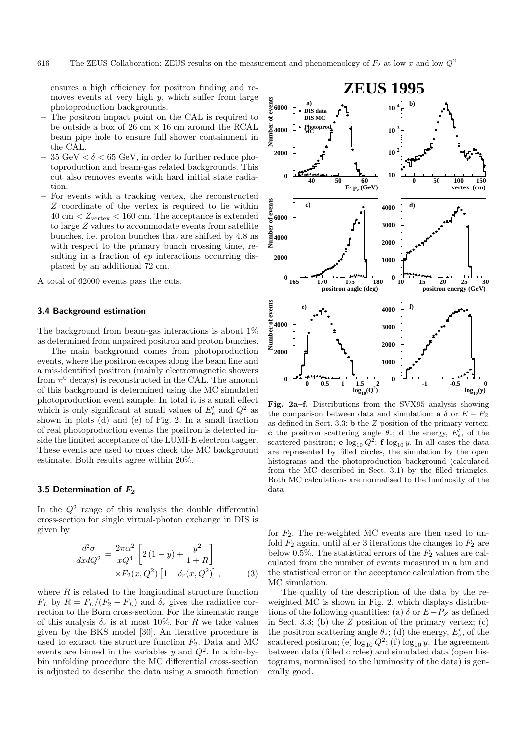ensures a high efficiency for positron finding and removes events at very high $y$, which suffer from large photoproduction backgrounds.

- The positron impact point on the CAL is required to be outside a box of 26 cm × 16 cm around the RCAL beam pipe hole to ensure full shower containment in the CAL.
- 35 GeV $< \delta <$ 65 GeV, in order to further reduce photoproduction and beam-gas related backgrounds. This cut also removes events with hard initial state radiation.
- For events with a tracking vertex, the reconstructed $Z$ coordinate of the vertex is required to lie within 40 cm $< Z_{\mathrm{vertex}} <$ 160 cm. The acceptance is extended to large $Z$ values to accommodate events from satellite bunches, i.e. proton bunches that are shifted by 4.8 ns with respect to the primary bunch crossing time, resulting in a fraction of $ep$ interactions occurring displaced by an additional 72 cm.

A total of 62000 events pass the cuts.

### 3.4 Background estimation

The background from beam-gas interactions is about 1% as determined from unpaired positron and proton bunches.

The main background comes from photoproduction events, where the positron escapes along the beam line and a mis-identified positron (mainly electromagnetic showers from $\pi^0$ decays) is reconstructed in the CAL. The amount of this background is determined using the MC simulated photoproduction event sample. In total it is a small effect which is only significant at small values of $E'_e$ and $Q^2$ as shown in plots (d) and (e) of Fig. 2. In a small fraction of real photoproduction events the positron is detected inside the limited acceptance of the LUMI-E electron tagger. These events are used to cross check the MC background estimate. Both results agree within 20%.

### 3.5 Determination of $F_2$

In the $Q^2$ range of this analysis the double differential cross-section for single virtual-photon exchange in DIS is given by

$$\frac{d^2\sigma}{dxdQ^2} = \frac{2\pi\alpha^2}{xQ^4}\left[2\left(1-y\right)+\frac{y^2}{1+R}\right] \times F_2(x,Q^2)\left[1+\delta_r(x,Q^2)\right], \qquad (3)$$

where $R$ is related to the longitudinal structure function $F_L$ by $R = F_L/(F_2 - F_L)$ and $\delta_r$ gives the radiative correction to the Born cross-section. For the kinematic range of this analysis $\delta_r$ is at most 10%. For $R$ we take values given by the BKS model [30]. An iterative procedure is used to extract the structure function $F_2$. Data and MC events are binned in the variables $y$ and $Q^2$. In a bin-by-bin unfolding procedure the MC differential cross-section is adjusted to describe the data using a smooth function for $F_2$. The re-weighted MC events are then used to unfold $F_2$ again, until after 3 iterations the changes to $F_2$ are below 0.5%. The statistical errors of the $F_2$ values are calculated from the number of events measured in a bin and the statistical error on the acceptance calculation from the MC simulation.

The quality of the description of the data by the re-weighted MC is shown in Fig. 2, which displays distributions of the following quantities: (a) $\delta$ or $E - P_Z$ as defined in Sect. 3.3; (b) the $Z$ position of the primary vertex; (c) the positron scattering angle $\theta_e$; (d) the energy, $E'_e$, of the scattered positron; (e) $\log_{10} Q^2$; (f) $\log_{10} y$. The agreement between data (filled circles) and simulated data (open histograms, normalised to the luminosity of the data) is generally good.

**Fig. 2a–f.** Distributions from the SVX95 analysis showing the comparison between data and simulation: **a** $\delta$ or $E - P_Z$ as defined in Sect. 3.3; **b** the $Z$ position of the primary vertex; **c** the positron scattering angle $\theta_e$; **d** the energy, $E'_e$, of the scattered positron; **e** $\log_{10} Q^2$; **f** $\log_{10} y$. In all cases the data are represented by filled circles, the simulation by the open histograms and the photoproduction background (calculated from the MC described in Sect. 3.1) by the filled triangles. Both MC calculations are normalised to the luminosity of the data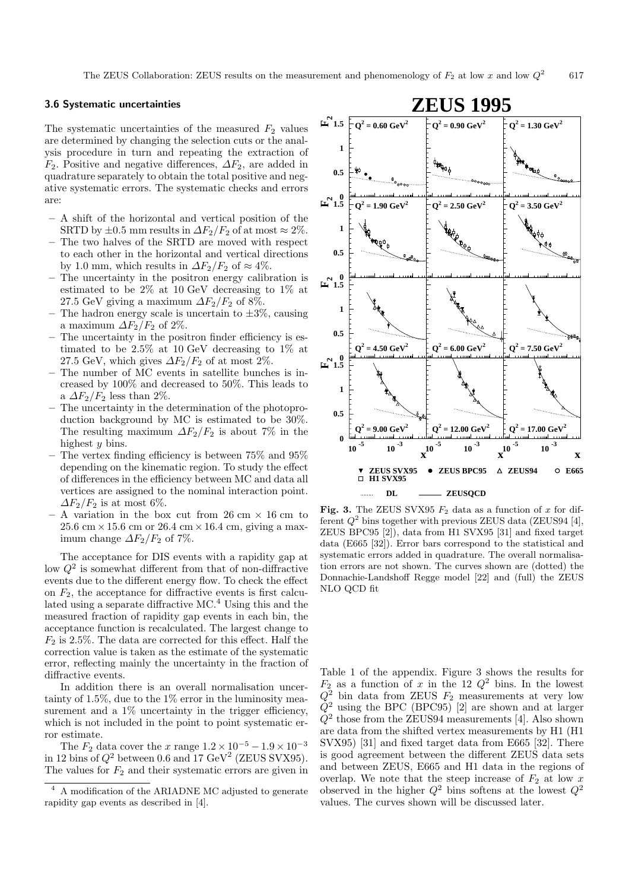### 3.6 Systematic uncertainties

The systematic uncertainties of the measured $F_2$ values are determined by changing the selection cuts or the analysis procedure in turn and repeating the extraction of $F_2$. Positive and negative differences, $\Delta F_2$, are added in quadrature separately to obtain the total positive and negative systematic errors. The systematic checks and errors are:

- A shift of the horizontal and vertical position of the SRTD by $\pm 0.5$ mm results in $\Delta F_2/F_2$ of at most $\approx 2\%$.
- The two halves of the SRTD are moved with respect to each other in the horizontal and vertical directions by 1.0 mm, which results in $\Delta F_2/F_2$ of $\approx 4\%$.
- The uncertainty in the positron energy calibration is estimated to be 2% at 10 GeV decreasing to 1% at 27.5 GeV giving a maximum $\Delta F_2/F_2$ of 8%.
- The hadron energy scale is uncertain to $\pm 3\%$, causing a maximum $\Delta F_2/F_2$ of 2%.
- The uncertainty in the positron finder efficiency is estimated to be 2.5% at 10 GeV decreasing to 1% at 27.5 GeV, which gives $\Delta F_2/F_2$ of at most 2%.
- The number of MC events in satellite bunches is increased by 100% and decreased to 50%. This leads to a $\Delta F_2/F_2$ less than 2%.
- The uncertainty in the determination of the photoproduction background by MC is estimated to be 30%. The resulting maximum $\Delta F_2/F_2$ is about 7% in the highest $y$ bins.
- The vertex finding efficiency is between 75% and 95% depending on the kinematic region. To study the effect of differences in the efficiency between MC and data all vertices are assigned to the nominal interaction point. $\Delta F_2/F_2$ is at most 6%.
- A variation in the box cut from 26 cm $\times$ 16 cm to 25.6 cm $\times$ 15.6 cm or 26.4 cm $\times$ 16.4 cm, giving a maximum change $\Delta F_2/F_2$ of 7%.

The acceptance for DIS events with a rapidity gap at low $Q^2$ is somewhat different from that of non-diffractive events due to the different energy flow. To check the effect on $F_2$, the acceptance for diffractive events is first calculated using a separate diffractive MC.[4] Using this and the measured fraction of rapidity gap events in each bin, the acceptance function is recalculated. The largest change to $F_2$ is 2.5%. The data are corrected for this effect. Half the correction value is taken as the estimate of the systematic error, reflecting mainly the uncertainty in the fraction of diffractive events.

In addition there is an overall normalisation uncertainty of 1.5%, due to the 1% error in the luminosity measurement and a 1% uncertainty in the trigger efficiency, which is not included in the point to point systematic error estimate.

The $F_2$ data cover the $x$ range $1.2 \times 10^{-5} - 1.9 \times 10^{-3}$ in 12 bins of $Q^2$ between 0.6 and 17 GeV$^2$ (ZEUS SVX95). The values for $F_2$ and their systematic errors are given in Table 1 of the appendix. Figure 3 shows the results for $F_2$ as a function of $x$ in the 12 $Q^2$ bins. In the lowest $Q^2$ bin data from ZEUS $F_2$ measurements at very low $Q^2$ using the BPC (BPC95) [2] are shown and at larger $Q^2$ those from the ZEUS94 measurements [4]. Also shown are data from the shifted vertex measurements by H1 (H1 SVX95) [31] and fixed target data from E665 [32]. There is good agreement between the different ZEUS data sets and between ZEUS, E665 and H1 data in the regions of overlap. We note that the steep increase of $F_2$ at low $x$ observed in the higher $Q^2$ bins softens at the lowest $Q^2$ values. The curves shown will be discussed later.

**Fig. 3.** The ZEUS SVX95 $F_2$ data as a function of $x$ for different $Q^2$ bins together with previous ZEUS data (ZEUS94 [4], ZEUS BPC95 [2]), data from H1 SVX95 [31] and fixed target data (E665 [32]). Error bars correspond to the statistical and systematic errors added in quadrature. The overall normalisation errors are not shown. The curves shown are (dotted) the Donnachie-Landshoff Regge model [22] and (full) the ZEUS NLO QCD fit

[4] A modification of the ARIADNE MC adjusted to generate rapidity gap events as described in [4].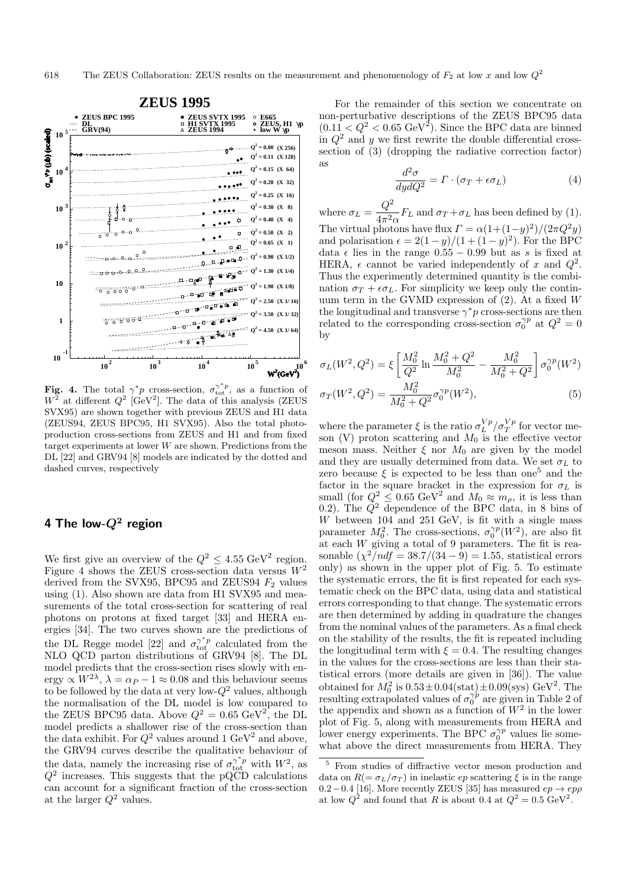**Fig. 4.** The total $\gamma^* p$ cross-section, $\sigma_{\rm tot}^{\gamma^* p}$, as a function of $W^2$ at different $Q^2$ [GeV$^2$]. The data of this analysis (ZEUS SVX95) are shown together with previous ZEUS and H1 data (ZEUS94, ZEUS BPC95, H1 SVX95). Also the total photoproduction cross-sections from ZEUS and H1 and from fixed target experiments at lower $W$ are shown. Predictions from the DL [22] and GRV94 [8] models are indicated by the dotted and dashed curves, respectively

## 4 The low-$Q^2$ region

We first give an overview of the $Q^2 \leq 4.55$ GeV$^2$ region. Figure 4 shows the ZEUS cross-section data versus $W^2$ derived from the SVX95, BPC95 and ZEUS94 $F_2$ values using (1). Also shown are data from H1 SVX95 and measurements of the total cross-section for scattering of real photons on protons at fixed target [33] and HERA energies [34]. The two curves shown are the predictions of the DL Regge model [22] and $\sigma_{\rm tot}^{\gamma^* p}$ calculated from the NLO QCD parton distributions of GRV94 [8]. The DL model predicts that the cross-section rises slowly with energy $\propto W^{2\lambda}$, $\lambda = \alpha_P - 1 \approx 0.08$ and this behaviour seems to be followed by the data at very low-$Q^2$ values, although the normalisation of the DL model is low compared to the ZEUS BPC95 data. Above $Q^2 = 0.65$ GeV$^2$, the DL model predicts a shallower rise of the cross-section than the data exhibit. For $Q^2$ values around 1 GeV$^2$ and above, the GRV94 curves describe the qualitative behaviour of the data, namely the increasing rise of $\sigma_{\rm tot}^{\gamma^* p}$ with $W^2$, as $Q^2$ increases. This suggests that the pQCD calculations can account for a significant fraction of the cross-section at the larger $Q^2$ values.

For the remainder of this section we concentrate on non-perturbative descriptions of the ZEUS BPC95 data ($0.11 < Q^2 < 0.65$ GeV$^2$). Since the BPC data are binned in $Q^2$ and $y$ we first rewrite the double differential cross-section of (3) (dropping the radiative correction factor) as

$$\frac{d^2\sigma}{dydQ^2} = \Gamma \cdot (\sigma_T + \epsilon\sigma_L) \tag{4}$$

where $\sigma_L = \dfrac{Q^2}{4\pi^2\alpha}F_L$ and $\sigma_T + \sigma_L$ has been defined by (1). The virtual photons have flux $\Gamma = \alpha(1+(1-y)^2)/(2\pi Q^2 y)$ and polarisation $\epsilon = 2(1-y)/(1+(1-y)^2)$. For the BPC data $\epsilon$ lies in the range $0.55 - 0.99$ but as $s$ is fixed at HERA, $\epsilon$ cannot be varied independently of $x$ and $Q^2$. Thus the experimently determined quantity is the combination $\sigma_T + \epsilon\sigma_L$. For simplicity we keep only the continuum term in the GVMD expression of (2). At a fixed $W$ the longitudinal and transverse $\gamma^* p$ cross-sections are then related to the corresponding cross-section $\sigma_0^{\gamma p}$ at $Q^2 = 0$ by

$$\sigma_L(W^2, Q^2) = \xi \left[ \frac{M_0^2}{Q^2} \ln \frac{M_0^2 + Q^2}{M_0^2} - \frac{M_0^2}{M_0^2 + Q^2} \right] \sigma_0^{\gamma p}(W^2)$$

$$\sigma_T(W^2, Q^2) = \frac{M_0^2}{M_0^2 + Q^2} \sigma_0^{\gamma p}(W^2), \tag{5}$$

where the parameter $\xi$ is the ratio $\sigma_L^{Vp}/\sigma_T^{Vp}$ for vector meson (V) proton scattering and $M_0$ is the effective vector meson mass. Neither $\xi$ nor $M_0$ are given by the model and they are usually determined from data. We set $\sigma_L$ to zero because $\xi$ is expected to be less than one[5] and the factor in the square bracket in the expression for $\sigma_L$ is small (for $Q^2 \leq 0.65$ GeV$^2$ and $M_0 \approx m_\rho$, it is less than 0.2). The $Q^2$ dependence of the BPC data, in 8 bins of $W$ between 104 and 251 GeV, is fit with a single mass parameter $M_0^2$. The cross-sections, $\sigma_0^{\gamma p}(W^2)$, are also fit at each $W$ giving a total of 9 parameters. The fit is reasonable ($\chi^2/ndf = 38.7/(34-9) = 1.55$, statistical errors only) as shown in the upper plot of Fig. 5. To estimate the systematic errors, the fit is first repeated for each systematic check on the BPC data, using data and statistical errors corresponding to that change. The systematic errors are then determined by adding in quadrature the changes from the nominal values of the parameters. As a final check on the stability of the results, the fit is repeated including the longitudinal term with $\xi = 0.4$. The resulting changes in the values for the cross-sections are less than their statistical errors (more details are given in [36]). The value obtained for $M_0^2$ is $0.53 \pm 0.04$(stat)$\pm 0.09$(sys) GeV$^2$. The resulting extrapolated values of $\sigma_0^{\gamma p}$ are given in Table 2 of the appendix and shown as a function of $W^2$ in the lower plot of Fig. 5, along with measurements from HERA and lower energy experiments. The BPC $\sigma_0^{\gamma p}$ values lie somewhat above the direct measurements from HERA. They

[5] From studies of diffractive vector meson production and data on $R(= \sigma_L/\sigma_T)$ in inelastic $ep$ scattering $\xi$ is in the range $0.2 - 0.4$ [16]. More recently ZEUS [35] has measured $ep \to ep\rho$ at low $Q^2$ and found that $R$ is about 0.4 at $Q^2 = 0.5$ GeV$^2$.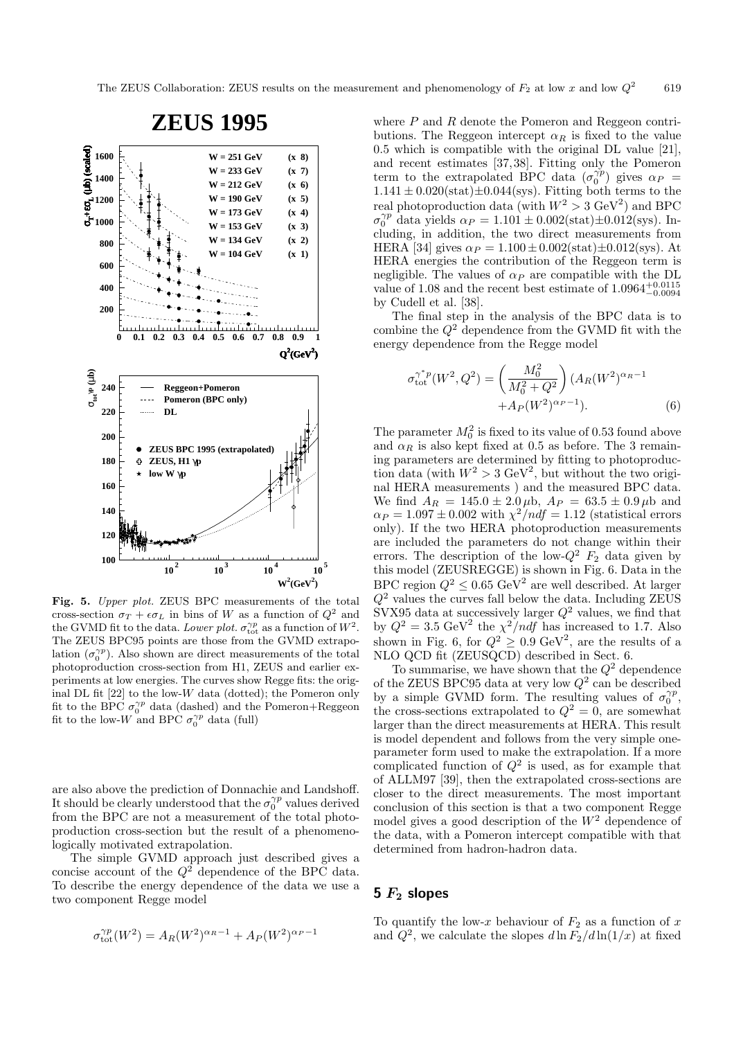**Fig. 5.** *Upper plot.* ZEUS BPC measurements of the total cross-section $\sigma_T + \epsilon\sigma_L$ in bins of $W$ as a function of $Q^2$ and the GVMD fit to the data. *Lower plot.* $\sigma_{\rm tot}^{\gamma p}$ as a function of $W^2$. The ZEUS BPC95 points are those from the GVMD extrapolation ($\sigma_0^{\gamma p}$). Also shown are direct measurements of the total photoproduction cross-section from H1, ZEUS and earlier experiments at low energies. The curves show Regge fits: the original DL fit [22] to the low-$W$ data (dotted); the Pomeron only fit to the BPC $\sigma_0^{\gamma p}$ data (dashed) and the Pomeron+Reggeon fit to the low-$W$ and BPC $\sigma_0^{\gamma p}$ data (full)

are also above the prediction of Donnachie and Landshoff. It should be clearly understood that the $\sigma_0^{\gamma p}$ values derived from the BPC are not a measurement of the total photoproduction cross-section but the result of a phenomenologically motivated extrapolation.

The simple GVMD approach just described gives a concise account of the $Q^2$ dependence of the BPC data. To describe the energy dependence of the data we use a two component Regge model

$$\sigma_{\rm tot}^{\gamma p}(W^2) = A_R(W^2)^{\alpha_R-1} + A_P(W^2)^{\alpha_P-1}$$

where $P$ and $R$ denote the Pomeron and Reggeon contributions. The Reggeon intercept $\alpha_R$ is fixed to the value 0.5 which is compatible with the original DL value [21], and recent estimates [37,38]. Fitting only the Pomeron term to the extrapolated BPC data ($\sigma_0^{\gamma p}$) gives $\alpha_P = 1.141 \pm 0.020(\rm stat) \pm 0.044(\rm sys)$. Fitting both terms to the real photoproduction data (with $W^2 > 3$ GeV$^2$) and BPC $\sigma_0^{\gamma p}$ data yields $\alpha_P = 1.101 \pm 0.002(\rm stat) \pm 0.012(\rm sys)$. Including, in addition, the two direct measurements from HERA [34] gives $\alpha_P = 1.100 \pm 0.002(\rm stat) \pm 0.012(\rm sys)$. At HERA energies the contribution of the Reggeon term is negligible. The values of $\alpha_P$ are compatible with the DL value of 1.08 and the recent best estimate of $1.0964^{+0.0115}_{-0.0094}$ by Cudell et al. [38].

The final step in the analysis of the BPC data is to combine the $Q^2$ dependence from the GVMD fit with the energy dependence from the Regge model

$$\sigma_{\rm tot}^{\gamma^* p}(W^2, Q^2) = \left(\frac{M_0^2}{M_0^2 + Q^2}\right)(A_R(W^2)^{\alpha_R-1} + A_P(W^2)^{\alpha_P-1}). \quad (6)$$

The parameter $M_0^2$ is fixed to its value of 0.53 found above and $\alpha_R$ is also kept fixed at 0.5 as before. The 3 remaining parameters are determined by fitting to photoproduction data (with $W^2 > 3$ GeV$^2$, but without the two original HERA measurements ) and the measured BPC data. We find $A_R = 145.0 \pm 2.0\,\mu$b, $A_P = 63.5 \pm 0.9\,\mu$b and $\alpha_P = 1.097 \pm 0.002$ with $\chi^2/ndf = 1.12$ (statistical errors only). If the two HERA photoproduction measurements are included the parameters do not change within their errors. The description of the low-$Q^2$ $F_2$ data given by this model (ZEUSREGGE) is shown in Fig. 6. Data in the BPC region $Q^2 \leq 0.65$ GeV$^2$ are well described. At larger $Q^2$ values the curves fall below the data. Including ZEUS SVX95 data at successively larger $Q^2$ values, we find that by $Q^2 = 3.5$ GeV$^2$ the $\chi^2/ndf$ has increased to 1.7. Also shown in Fig. 6, for $Q^2 \geq 0.9$ GeV$^2$, are the results of a NLO QCD fit (ZEUSQCD) described in Sect. 6.

To summarise, we have shown that the $Q^2$ dependence of the ZEUS BPC95 data at very low $Q^2$ can be described by a simple GVMD form. The resulting values of $\sigma_0^{\gamma p}$, the cross-sections extrapolated to $Q^2 = 0$, are somewhat larger than the direct measurements at HERA. This result is model dependent and follows from the very simple one-parameter form used to make the extrapolation. If a more complicated function of $Q^2$ is used, as for example that of ALLM97 [39], then the extrapolated cross-sections are closer to the direct measurements. The most important conclusion of this section is that a two component Regge model gives a good description of the $W^2$ dependence of the data, with a Pomeron intercept compatible with that determined from hadron-hadron data.

## 5 $F_2$ slopes

To quantify the low-$x$ behaviour of $F_2$ as a function of $x$ and $Q^2$, we calculate the slopes $d\ln F_2/d\ln(1/x)$ at fixed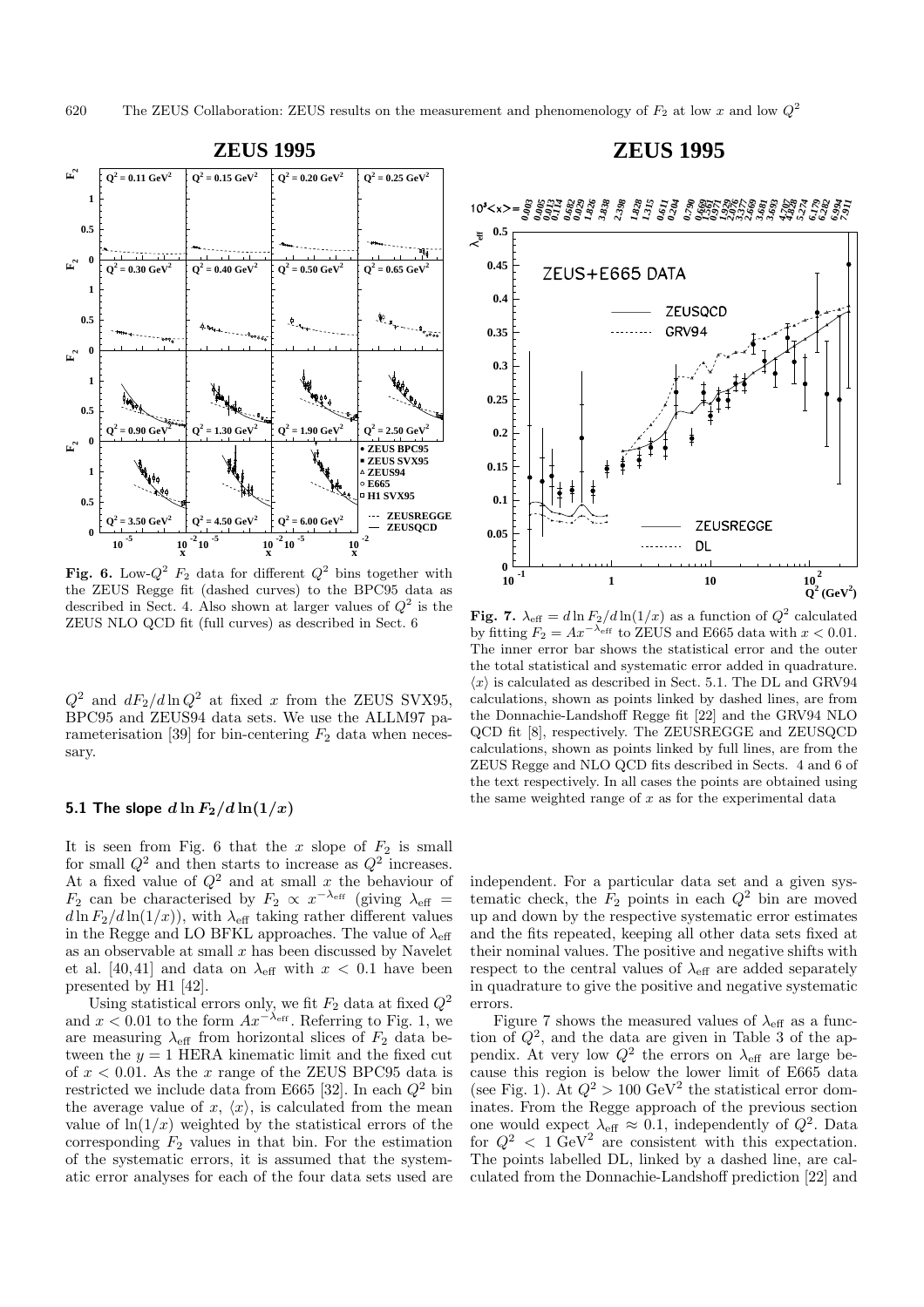**Fig. 6.** Low-$Q^2$ $F_2$ data for different $Q^2$ bins together with the ZEUS Regge fit (dashed curves) to the BPC95 data as described in Sect. 4. Also shown at larger values of $Q^2$ is the ZEUS NLO QCD fit (full curves) as described in Sect. 6

**Fig. 7.** $\lambda_{\rm eff} = d\ln F_2/d\ln(1/x)$ as a function of $Q^2$ calculated by fitting $F_2 = Ax^{-\lambda_{\rm eff}}$ to ZEUS and E665 data with $x < 0.01$. The inner error bar shows the statistical error and the outer the total statistical and systematic error added in quadrature. $\langle x \rangle$ is calculated as described in Sect. 5.1. The DL and GRV94 calculations, shown as points linked by dashed lines, are from the Donnachie-Landshoff Regge fit [22] and the GRV94 NLO QCD fit [8], respectively. The ZEUSREGGE and ZEUSQCD calculations, shown as points linked by full lines, are from the ZEUS Regge and NLO QCD fits described in Sects. 4 and 6 of the text respectively. In all cases the points are obtained using the same weighted range of $x$ as for the experimental data

$Q^2$ and $dF_2/d\ln Q^2$ at fixed $x$ from the ZEUS SVX95, BPC95 and ZEUS94 data sets. We use the ALLM97 parameterisation [39] for bin-centering $F_2$ data when necessary.

### 5.1 The slope $d\ln F_2/d\ln(1/x)$

It is seen from Fig. 6 that the $x$ slope of $F_2$ is small for small $Q^2$ and then starts to increase as $Q^2$ increases. At a fixed value of $Q^2$ and at small $x$ the behaviour of $F_2$ can be characterised by $F_2 \propto x^{-\lambda_{\rm eff}}$ (giving $\lambda_{\rm eff} = d\ln F_2/d\ln(1/x)$), with $\lambda_{\rm eff}$ taking rather different values in the Regge and LO BFKL approaches. The value of $\lambda_{\rm eff}$ as an observable at small $x$ has been discussed by Navelet et al. [40,41] and data on $\lambda_{\rm eff}$ with $x < 0.1$ have been presented by H1 [42].

Using statistical errors only, we fit $F_2$ data at fixed $Q^2$ and $x < 0.01$ to the form $Ax^{-\lambda_{\rm eff}}$. Referring to Fig. 1, we are measuring $\lambda_{\rm eff}$ from horizontal slices of $F_2$ data between the $y = 1$ HERA kinematic limit and the fixed cut of $x < 0.01$. As the $x$ range of the ZEUS BPC95 data is restricted we include data from E665 [32]. In each $Q^2$ bin the average value of $x$, $\langle x \rangle$, is calculated from the mean value of $\ln(1/x)$ weighted by the statistical errors of the corresponding $F_2$ values in that bin. For the estimation of the systematic errors, it is assumed that the systematic error analyses for each of the four data sets used are independent. For a particular data set and a given systematic check, the $F_2$ points in each $Q^2$ bin are moved up and down by the respective systematic error estimates and the fits repeated, keeping all other data sets fixed at their nominal values. The positive and negative shifts with respect to the central values of $\lambda_{\rm eff}$ are added separately in quadrature to give the positive and negative systematic errors.

Figure 7 shows the measured values of $\lambda_{\rm eff}$ as a function of $Q^2$, and the data are given in Table 3 of the appendix. At very low $Q^2$ the errors on $\lambda_{\rm eff}$ are large because this region is below the lower limit of E665 data (see Fig. 1). At $Q^2 > 100$ GeV$^2$ the statistical error dominates. From the Regge approach of the previous section one would expect $\lambda_{\rm eff} \approx 0.1$, independently of $Q^2$. Data for $Q^2 < 1$ GeV$^2$ are consistent with this expectation. The points labelled DL, linked by a dashed line, are calculated from the Donnachie-Landshoff prediction [22] and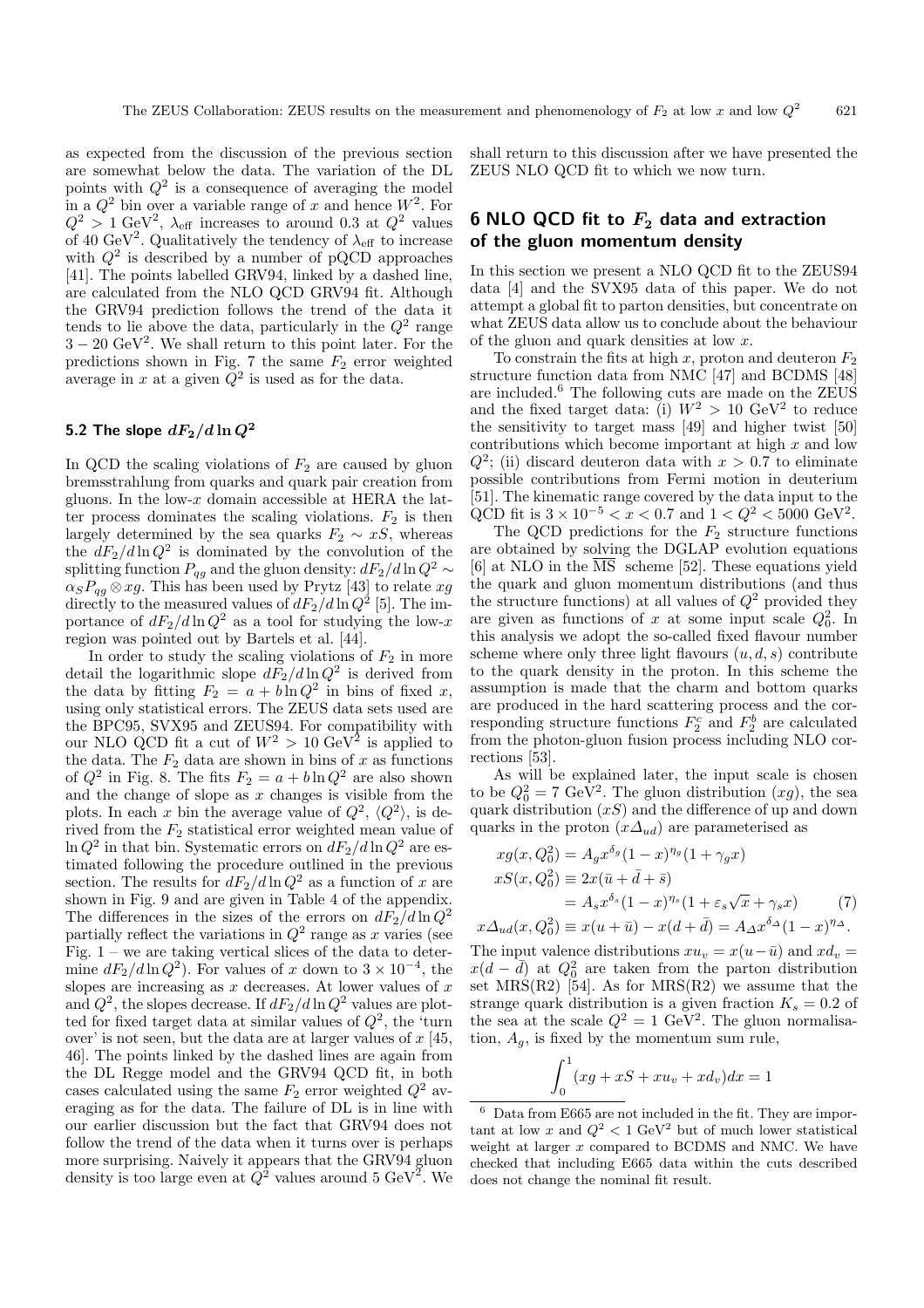as expected from the discussion of the previous section are somewhat below the data. The variation of the DL points with $Q^2$ is a consequence of averaging the model in a $Q^2$ bin over a variable range of $x$ and hence $W^2$. For $Q^2 > 1$ GeV$^2$, $\lambda_{\rm eff}$ increases to around 0.3 at $Q^2$ values of 40 GeV$^2$. Qualitatively the tendency of $\lambda_{\rm eff}$ to increase with $Q^2$ is described by a number of pQCD approaches [41]. The points labelled GRV94, linked by a dashed line, are calculated from the NLO QCD GRV94 fit. Although the GRV94 prediction follows the trend of the data it tends to lie above the data, particularly in the $Q^2$ range $3 - 20$ GeV$^2$. We shall return to this point later. For the predictions shown in Fig. 7 the same $F_2$ error weighted average in $x$ at a given $Q^2$ is used as for the data.

### 5.2 The slope $dF_2/d\ln Q^2$

In QCD the scaling violations of $F_2$ are caused by gluon bremsstrahlung from quarks and quark pair creation from gluons. In the low-$x$ domain accessible at HERA the latter process dominates the scaling violations. $F_2$ is then largely determined by the sea quarks $F_2 \sim xS$, whereas the $dF_2/d\ln Q^2$ is dominated by the convolution of the splitting function $P_{qg}$ and the gluon density: $dF_2/d\ln Q^2 \sim \alpha_S P_{qg} \otimes xg$. This has been used by Prytz [43] to relate $xg$ directly to the measured values of $dF_2/d\ln Q^2$ [5]. The importance of $dF_2/d\ln Q^2$ as a tool for studying the low-$x$ region was pointed out by Bartels et al. [44].

In order to study the scaling violations of $F_2$ in more detail the logarithmic slope $dF_2/d\ln Q^2$ is derived from the data by fitting $F_2 = a + b\ln Q^2$ in bins of fixed $x$, using only statistical errors. The ZEUS data sets used are the BPC95, SVX95 and ZEUS94. For compatibility with our NLO QCD fit a cut of $W^2 > 10$ GeV$^2$ is applied to the data. The $F_2$ data are shown in bins of $x$ as functions of $Q^2$ in Fig. 8. The fits $F_2 = a + b\ln Q^2$ are also shown and the change of slope as $x$ changes is visible from the plots. In each $x$ bin the average value of $Q^2$, $\langle Q^2 \rangle$, is derived from the $F_2$ statistical error weighted mean value of $\ln Q^2$ in that bin. Systematic errors on $dF_2/d\ln Q^2$ are estimated following the procedure outlined in the previous section. The results for $dF_2/d\ln Q^2$ as a function of $x$ are shown in Fig. 9 and are given in Table 4 of the appendix. The differences in the sizes of the errors on $dF_2/d\ln Q^2$ partially reflect the variations in $Q^2$ range as $x$ varies (see Fig. 1 – we are taking vertical slices of the data to determine $dF_2/d\ln Q^2$). For values of $x$ down to $3 \times 10^{-4}$, the slopes are increasing as $x$ decreases. At lower values of $x$ and $Q^2$, the slopes decrease. If $dF_2/d\ln Q^2$ values are plotted for fixed target data at similar values of $Q^2$, the 'turn over' is not seen, but the data are at larger values of $x$ [45, 46]. The points linked by the dashed lines are again from the DL Regge model and the GRV94 QCD fit, in both cases calculated using the same $F_2$ error weighted $Q^2$ averaging as for the data. The failure of DL is in line with our earlier discussion but the fact that GRV94 does not follow the trend of the data when it turns over is perhaps more surprising. Naively it appears that the GRV94 gluon density is too large even at $Q^2$ values around 5 GeV$^2$. We shall return to this discussion after we have presented the ZEUS NLO QCD fit to which we now turn.

## 6 NLO QCD fit to $F_2$ data and extraction of the gluon momentum density

In this section we present a NLO QCD fit to the ZEUS94 data [4] and the SVX95 data of this paper. We do not attempt a global fit to parton densities, but concentrate on what ZEUS data allow us to conclude about the behaviour of the gluon and quark densities at low $x$.

To constrain the fits at high $x$, proton and deuteron $F_2$ structure function data from NMC [47] and BCDMS [48] are included.[6] The following cuts are made on the ZEUS and the fixed target data: (i) $W^2 > 10$ GeV$^2$ to reduce the sensitivity to target mass [49] and higher twist [50] contributions which become important at high $x$ and low $Q^2$; (ii) discard deuteron data with $x > 0.7$ to eliminate possible contributions from Fermi motion in deuterium [51]. The kinematic range covered by the data input to the QCD fit is $3 \times 10^{-5} < x < 0.7$ and $1 < Q^2 < 5000$ GeV$^2$.

The QCD predictions for the $F_2$ structure functions are obtained by solving the DGLAP evolution equations [6] at NLO in the $\overline{\rm MS}$ scheme [52]. These equations yield the quark and gluon momentum distributions (and thus the structure functions) at all values of $Q^2$ provided they are given as functions of $x$ at some input scale $Q_0^2$. In this analysis we adopt the so-called fixed flavour number scheme where only three light flavours $(u, d, s)$ contribute to the quark density in the proton. In this scheme the assumption is made that the charm and bottom quarks are produced in the hard scattering process and the corresponding structure functions $F_2^c$ and $F_2^b$ are calculated from the photon-gluon fusion process including NLO corrections [53].

As will be explained later, the input scale is chosen to be $Q_0^2 = 7$ GeV$^2$. The gluon distribution $(xg)$, the sea quark distribution $(xS)$ and the difference of up and down quarks in the proton $(x\Delta_{ud})$ are parameterised as

$$
\begin{aligned}
xg(x, Q_0^2) &= A_g x^{\delta_g}(1-x)^{\eta_g}(1+\gamma_g x) \\
xS(x, Q_0^2) &\equiv 2x(\bar{u} + \bar{d} + \bar{s}) \\
&= A_s x^{\delta_s}(1-x)^{\eta_s}(1+\varepsilon_s\sqrt{x}+\gamma_s x) \qquad (7) \\
x\Delta_{ud}(x, Q_0^2) &\equiv x(u+\bar{u}) - x(d+\bar{d}) = A_\Delta x^{\delta_\Delta}(1-x)^{\eta_\Delta}.
\end{aligned}
$$

The input valence distributions $xu_v = x(u-\bar{u})$ and $xd_v = x(d-\bar{d})$ at $Q_0^2$ are taken from the parton distribution set MRS(R2) [54]. As for MRS(R2) we assume that the strange quark distribution is a given fraction $K_s = 0.2$ of the sea at the scale $Q^2 = 1$ GeV$^2$. The gluon normalisation, $A_g$, is fixed by the momentum sum rule,

$$
\int_0^1 (xg + xS + xu_v + xd_v)dx = 1
$$

[6] Data from E665 are not included in the fit. They are important at low $x$ and $Q^2 < 1$ GeV$^2$ but of much lower statistical weight at larger $x$ compared to BCDMS and NMC. We have checked that including E665 data within the cuts described does not change the nominal fit result.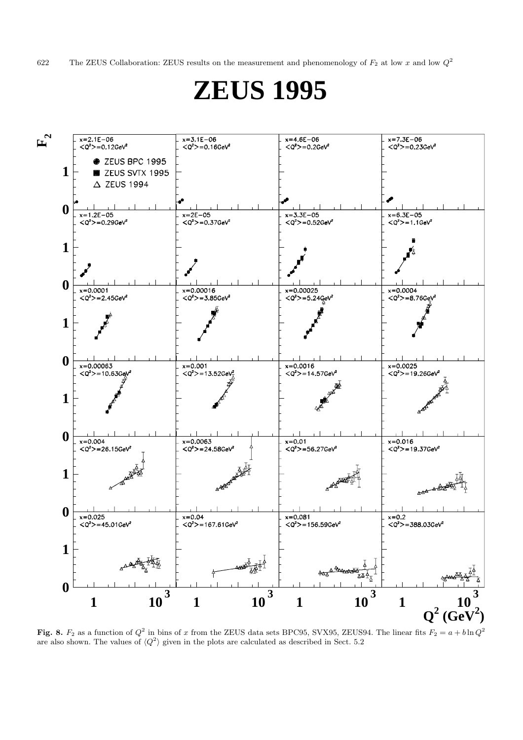Fig. 8. $F_2$ as a function of $Q^2$ in bins of $x$ from the ZEUS data sets BPC95, SVX95, ZEUS94. The linear fits $F_2 = a + b \ln Q^2$ are also shown. The values of $\langle Q^2 \rangle$ given in the plots are calculated as described in Sect. 5.2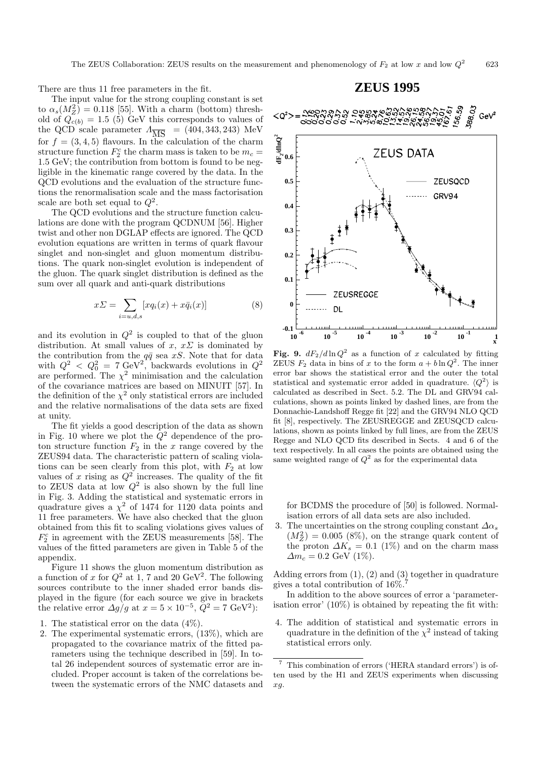There are thus 11 free parameters in the fit.

The input value for the strong coupling constant is set to $\alpha_s(M_Z^2) = 0.118$ [55]. With a charm (bottom) threshold of $Q_{c(b)} = 1.5$ (5) GeV this corresponds to values of the QCD scale parameter $\Lambda_{\overline{\rm MS}} = (404, 343, 243)$ MeV for $f = (3, 4, 5)$ flavours. In the calculation of the charm structure function $F_2^c$ the charm mass is taken to be $m_c = 1.5$ GeV; the contribution from bottom is found to be negligible in the kinematic range covered by the data. In the QCD evolutions and the evaluation of the structure functions the renormalisation scale and the mass factorisation scale are both set equal to $Q^2$.

The QCD evolutions and the structure function calculations are done with the program QCDNUM [56]. Higher twist and other non DGLAP effects are ignored. The QCD evolution equations are written in terms of quark flavour singlet and non-singlet and gluon momentum distributions. The quark non-singlet evolution is independent of the gluon. The quark singlet distribution is defined as the sum over all quark and anti-quark distributions

$$x\Sigma = \sum_{i=u,d,s} [xq_i(x) + x\bar{q}_i(x)] \qquad (8)$$

and its evolution in $Q^2$ is coupled to that of the gluon distribution. At small values of $x$, $x\Sigma$ is dominated by the contribution from the $q\bar{q}$ sea $xS$. Note that for data with $Q^2 < Q_0^2 = 7$ GeV$^2$, backwards evolutions in $Q^2$ are performed. The $\chi^2$ minimisation and the calculation of the covariance matrices are based on MINUIT [57]. In the definition of the $\chi^2$ only statistical errors are included and the relative normalisations of the data sets are fixed at unity.

The fit yields a good description of the data as shown in Fig. 10 where we plot the $Q^2$ dependence of the proton structure function $F_2$ in the $x$ range covered by the ZEUS94 data. The characteristic pattern of scaling violations can be seen clearly from this plot, with $F_2$ at low values of $x$ rising as $Q^2$ increases. The quality of the fit to ZEUS data at low $Q^2$ is also shown by the full line in Fig. 3. Adding the statistical and systematic errors in quadrature gives a $\chi^2$ of 1474 for 1120 data points and 11 free parameters. We have also checked that the gluon obtained from this fit to scaling violations gives values of $F_2^c$ in agreement with the ZEUS measurements [58]. The values of the fitted parameters are given in Table 5 of the appendix.

Figure 11 shows the gluon momentum distribution as a function of $x$ for $Q^2$ at 1, 7 and 20 GeV$^2$. The following sources contribute to the inner shaded error bands displayed in the figure (for each source we give in brackets the relative error $\Delta g/g$ at $x = 5 \times 10^{-5}$, $Q^2 = 7$ GeV$^2$):

1. The statistical error on the data (4%).
2. The experimental systematic errors, (13%), which are propagated to the covariance matrix of the fitted parameters using the technique described in [59]. In total 26 independent sources of systematic error are included. Proper account is taken of the correlations between the systematic errors of the NMC datasets and for BCDMS the procedure of [50] is followed. Normalisation errors of all data sets are also included.
3. The uncertainties on the strong coupling constant $\Delta\alpha_s(M_Z^2) = 0.005$ (8%), on the strange quark content of the proton $\Delta K_s = 0.1$ (1%) and on the charm mass $\Delta m_c = 0.2$ GeV (1%).

**Fig. 9.** $dF_2/d\ln Q^2$ as a function of $x$ calculated by fitting ZEUS $F_2$ data in bins of $x$ to the form $a + b\ln Q^2$. The inner error bar shows the statistical error and the outer the total statistical and systematic error added in quadrature. $\langle Q^2 \rangle$ is calculated as described in Sect. 5.2. The DL and GRV94 calculations, shown as points linked by dashed lines, are from the Donnachie-Landshoff Regge fit [22] and the GRV94 NLO QCD fit [8], respectively. The ZEUSREGGE and ZEUSQCD calculations, shown as points linked by full lines, are from the ZEUS Regge and NLO QCD fits described in Sects. 4 and 6 of the text respectively. In all cases the points are obtained using the same weighted range of $Q^2$ as for the experimental data

Adding errors from (1), (2) and (3) together in quadrature gives a total contribution of 16%.[7]

In addition to the above sources of error a 'parameterisation error' (10%) is obtained by repeating the fit with:

4. The addition of statistical and systematic errors in quadrature in the definition of the $\chi^2$ instead of taking statistical errors only.

[7] This combination of errors ('HERA standard errors') is often used by the H1 and ZEUS experiments when discussing $xg$.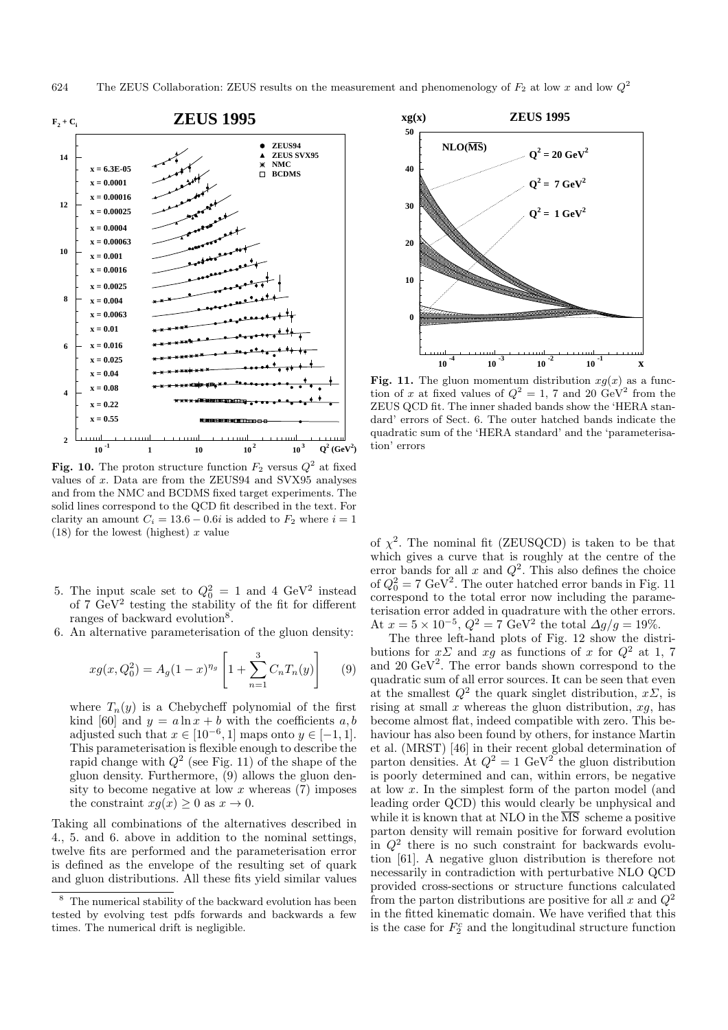**Fig. 10.** The proton structure function $F_2$ versus $Q^2$ at fixed values of $x$. Data are from the ZEUS94 and SVX95 analyses and from the NMC and BCDMS fixed target experiments. The solid lines correspond to the QCD fit described in the text. For clarity an amount $C_i = 13.6 - 0.6i$ is added to $F_2$ where $i = 1$ (18) for the lowest (highest) $x$ value

**Fig. 11.** The gluon momentum distribution $xg(x)$ as a function of $x$ at fixed values of $Q^2 = 1$, 7 and 20 GeV$^2$ from the ZEUS QCD fit. The inner shaded bands show the 'HERA standard' errors of Sect. 6. The outer hatched bands indicate the quadratic sum of the 'HERA standard' and the 'parameterisation' errors

5. The input scale set to $Q_0^2 = 1$ and 4 GeV$^2$ instead of 7 GeV$^2$ testing the stability of the fit for different ranges of backward evolution[8].
6. An alternative parameterisation of the gluon density:

$$xg(x, Q_0^2) = A_g(1-x)^{\eta_g}\left[1 + \sum_{n=1}^{3} C_n T_n(y)\right] \quad (9)$$

where $T_n(y)$ is a Chebycheff polynomial of the first kind [60] and $y = a \ln x + b$ with the coefficients $a, b$ adjusted such that $x \in [10^{-6}, 1]$ maps onto $y \in [-1, 1]$. This parameterisation is flexible enough to describe the rapid change with $Q^2$ (see Fig. 11) of the shape of the gluon density. Furthermore, (9) allows the gluon density to become negative at low $x$ whereas (7) imposes the constraint $xg(x) \geq 0$ as $x \to 0$.

Taking all combinations of the alternatives described in 4., 5. and 6. above in addition to the nominal settings, twelve fits are performed and the parameterisation error is defined as the envelope of the resulting set of quark and gluon distributions. All these fits yield similar values of $\chi^2$. The nominal fit (ZEUSQCD) is taken to be that which gives a curve that is roughly at the centre of the error bands for all $x$ and $Q^2$. This also defines the choice of $Q_0^2 = 7$ GeV$^2$. The outer hatched error bands in Fig. 11 correspond to the total error now including the parameterisation error added in quadrature with the other errors. At $x = 5 \times 10^{-5}$, $Q^2 = 7$ GeV$^2$ the total $\Delta g/g = 19\%$.

The three left-hand plots of Fig. 12 show the distributions for $x\Sigma$ and $xg$ as functions of $x$ for $Q^2$ at 1, 7 and 20 GeV$^2$. The error bands shown correspond to the quadratic sum of all error sources. It can be seen that even at the smallest $Q^2$ the quark singlet distribution, $x\Sigma$, is rising at small $x$ whereas the gluon distribution, $xg$, has become almost flat, indeed compatible with zero. This behaviour has also been found by others, for instance Martin et al. (MRST) [46] in their recent global determination of parton densities. At $Q^2 = 1$ GeV$^2$ the gluon distribution is poorly determined and can, within errors, be negative at low $x$. In the simplest form of the parton model (and leading order QCD) this would clearly be unphysical and while it is known that at NLO in the $\overline{\rm MS}$ scheme a positive parton density will remain positive for forward evolution in $Q^2$ there is no such constraint for backwards evolution [61]. A negative gluon distribution is therefore not necessarily in contradiction with perturbative NLO QCD provided cross-sections or structure functions calculated from the parton distributions are positive for all $x$ and $Q^2$ in the fitted kinematic domain. We have verified that this is the case for $F_2^c$ and the longitudinal structure function

[8] The numerical stability of the backward evolution has been tested by evolving test pdfs forwards and backwards a few times. The numerical drift is negligible.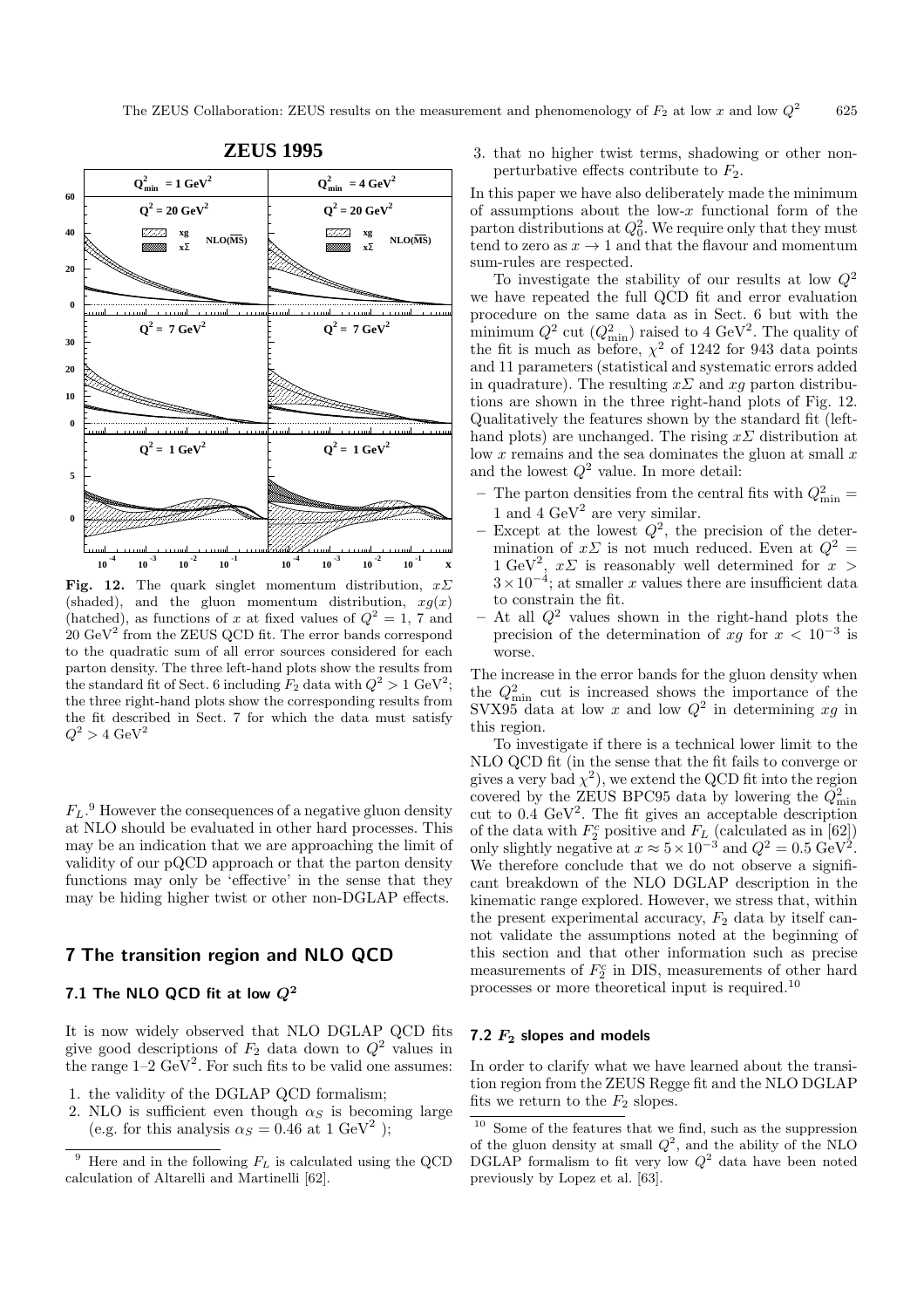**Fig. 12.** The quark singlet momentum distribution, $x\Sigma$ (shaded), and the gluon momentum distribution, $xg(x)$ (hatched), as functions of $x$ at fixed values of $Q^2 = 1$, 7 and 20 GeV$^2$ from the ZEUS QCD fit. The error bands correspond to the quadratic sum of all error sources considered for each parton density. The three left-hand plots show the results from the standard fit of Sect. 6 including $F_2$ data with $Q^2 > 1$ GeV$^2$; the three right-hand plots show the corresponding results from the fit described in Sect. 7 for which the data must satisfy $Q^2 > 4$ GeV$^2$

$F_L$.[9] However the consequences of a negative gluon density at NLO should be evaluated in other hard processes. This may be an indication that we are approaching the limit of validity of our pQCD approach or that the parton density functions may only be 'effective' in the sense that they may be hiding higher twist or other non-DGLAP effects.

## 7 The transition region and NLO QCD

### 7.1 The NLO QCD fit at low $Q^2$

It is now widely observed that NLO DGLAP QCD fits give good descriptions of $F_2$ data down to $Q^2$ values in the range 1–2 GeV$^2$. For such fits to be valid one assumes:

1. the validity of the DGLAP QCD formalism;
2. NLO is sufficient even though $\alpha_S$ is becoming large (e.g. for this analysis $\alpha_S = 0.46$ at 1 GeV$^2$ );
3. that no higher twist terms, shadowing or other non-perturbative effects contribute to $F_2$.

In this paper we have also deliberately made the minimum of assumptions about the low-$x$ functional form of the parton distributions at $Q_0^2$. We require only that they must tend to zero as $x \to 1$ and that the flavour and momentum sum-rules are respected.

To investigate the stability of our results at low $Q^2$ we have repeated the full QCD fit and error evaluation procedure on the same data as in Sect. 6 but with the minimum $Q^2$ cut ($Q^2_{\rm min}$) raised to 4 GeV$^2$. The quality of the fit is much as before, $\chi^2$ of 1242 for 943 data points and 11 parameters (statistical and systematic errors added in quadrature). The resulting $x\Sigma$ and $xg$ parton distributions are shown in the three right-hand plots of Fig. 12. Qualitatively the features shown by the standard fit (left-hand plots) are unchanged. The rising $x\Sigma$ distribution at low $x$ remains and the sea dominates the gluon at small $x$ and the lowest $Q^2$ value. In more detail:

- The parton densities from the central fits with $Q^2_{\rm min} =$ 1 and 4 GeV$^2$ are very similar.
- Except at the lowest $Q^2$, the precision of the determination of $x\Sigma$ is not much reduced. Even at $Q^2 =$ 1 GeV$^2$, $x\Sigma$ is reasonably well determined for $x > 3 \times 10^{-4}$; at smaller $x$ values there are insufficient data to constrain the fit.
- At all $Q^2$ values shown in the right-hand plots the precision of the determination of $xg$ for $x < 10^{-3}$ is worse.

The increase in the error bands for the gluon density when the $Q^2_{\rm min}$ cut is increased shows the importance of the SVX95 data at low $x$ and low $Q^2$ in determining $xg$ in this region.

To investigate if there is a technical lower limit to the NLO QCD fit (in the sense that the fit fails to converge or gives a very bad $\chi^2$), we extend the QCD fit into the region covered by the ZEUS BPC95 data by lowering the $Q^2_{\rm min}$ cut to 0.4 GeV$^2$. The fit gives an acceptable description of the data with $F_2^c$ positive and $F_L$ (calculated as in [62]) only slightly negative at $x \approx 5 \times 10^{-3}$ and $Q^2 = 0.5$ GeV$^2$. We therefore conclude that we do not observe a significant breakdown of the NLO DGLAP description in the kinematic range explored. However, we stress that, within the present experimental accuracy, $F_2$ data by itself cannot validate the assumptions noted at the beginning of this section and that other information such as precise measurements of $F_2^c$ in DIS, measurements of other hard processes or more theoretical input is required.[10]

### 7.2 $F_2$ slopes and models

In order to clarify what we have learned about the transition region from the ZEUS Regge fit and the NLO DGLAP fits we return to the $F_2$ slopes.

[9] Here and in the following $F_L$ is calculated using the QCD calculation of Altarelli and Martinelli [62].

[10] Some of the features that we find, such as the suppression of the gluon density at small $Q^2$, and the ability of the NLO DGLAP formalism to fit very low $Q^2$ data have been noted previously by Lopez et al. [63].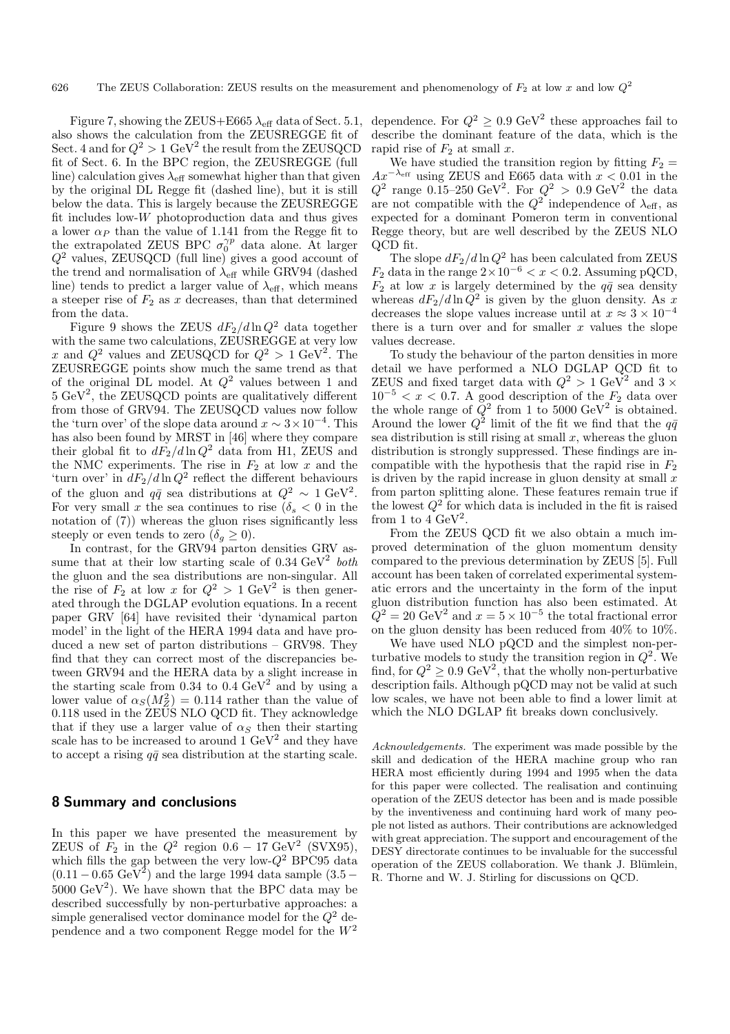Figure 7, showing the ZEUS+E665 $\lambda_{\rm eff}$ data of Sect. 5.1, also shows the calculation from the ZEUSREGGE fit of Sect. 4 and for $Q^2 > 1$ GeV$^2$ the result from the ZEUSQCD fit of Sect. 6. In the BPC region, the ZEUSREGGE (full line) calculation gives $\lambda_{\rm eff}$ somewhat higher than that given by the original DL Regge fit (dashed line), but it is still below the data. This is largely because the ZEUSREGGE fit includes low-$W$ photoproduction data and thus gives a lower $\alpha_P$ than the value of 1.141 from the Regge fit to the extrapolated ZEUS BPC $\sigma_0^{\gamma p}$ data alone. At larger $Q^2$ values, ZEUSQCD (full line) gives a good account of the trend and normalisation of $\lambda_{\rm eff}$ while GRV94 (dashed line) tends to predict a larger value of $\lambda_{\rm eff}$, which means a steeper rise of $F_2$ as $x$ decreases, than that determined from the data.

Figure 9 shows the ZEUS $dF_2/d\ln Q^2$ data together with the same two calculations, ZEUSREGGE at very low $x$ and $Q^2$ values and ZEUSQCD for $Q^2 > 1$ GeV$^2$. The ZEUSREGGE points show much the same trend as that of the original DL model. At $Q^2$ values between 1 and 5 GeV$^2$, the ZEUSQCD points are qualitatively different from those of GRV94. The ZEUSQCD values now follow the 'turn over' of the slope data around $x \sim 3\times10^{-4}$. This has also been found by MRST in [46] where they compare their global fit to $dF_2/d\ln Q^2$ data from H1, ZEUS and the NMC experiments. The rise in $F_2$ at low $x$ and the 'turn over' in $dF_2/d\ln Q^2$ reflect the different behaviours of the gluon and $q\bar{q}$ sea distributions at $Q^2 \sim 1$ GeV$^2$. For very small $x$ the sea continues to rise ($\delta_s < 0$ in the notation of (7)) whereas the gluon rises significantly less steeply or even tends to zero ($\delta_g \geq 0$).

In contrast, for the GRV94 parton densities GRV assume that at their low starting scale of 0.34 GeV$^2$ *both* the gluon and the sea distributions are non-singular. All the rise of $F_2$ at low $x$ for $Q^2 > 1$ GeV$^2$ is then generated through the DGLAP evolution equations. In a recent paper GRV [64] have revisited their 'dynamical parton model' in the light of the HERA 1994 data and have produced a new set of parton distributions – GRV98. They find that they can correct most of the discrepancies between GRV94 and the HERA data by a slight increase in the starting scale from 0.34 to 0.4 GeV$^2$ and by using a lower value of $\alpha_S(M_Z^2) = 0.114$ rather than the value of 0.118 used in the ZEUS NLO QCD fit. They acknowledge that if they use a larger value of $\alpha_S$ then their starting scale has to be increased to around 1 GeV$^2$ and they have to accept a rising $q\bar{q}$ sea distribution at the starting scale.

## 8 Summary and conclusions

In this paper we have presented the measurement by ZEUS of $F_2$ in the $Q^2$ region $0.6 - 17$ GeV$^2$ (SVX95), which fills the gap between the very low-$Q^2$ BPC95 data $(0.11 - 0.65$ GeV$^2)$ and the large 1994 data sample $(3.5 - 5000$ GeV$^2)$. We have shown that the BPC data may be described successfully by non-perturbative approaches: a simple generalised vector dominance model for the $Q^2$ dependence and a two component Regge model for the $W^2$ dependence. For $Q^2 \geq 0.9$ GeV$^2$ these approaches fail to describe the dominant feature of the data, which is the rapid rise of $F_2$ at small $x$.

We have studied the transition region by fitting $F_2 = Ax^{-\lambda_{\rm eff}}$ using ZEUS and E665 data with $x < 0.01$ in the $Q^2$ range 0.15–250 GeV$^2$. For $Q^2 > 0.9$ GeV$^2$ the data are not compatible with the $Q^2$ independence of $\lambda_{\rm eff}$, as expected for a dominant Pomeron term in conventional Regge theory, but are well described by the ZEUS NLO QCD fit.

The slope $dF_2/d\ln Q^2$ has been calculated from ZEUS $F_2$ data in the range $2\times10^{-6} < x < 0.2$. Assuming pQCD, $F_2$ at low $x$ is largely determined by the $q\bar{q}$ sea density whereas $dF_2/d\ln Q^2$ is given by the gluon density. As $x$ decreases the slope values increase until at $x \approx 3\times10^{-4}$ there is a turn over and for smaller $x$ values the slope values decrease.

To study the behaviour of the parton densities in more detail we have performed a NLO DGLAP QCD fit to ZEUS and fixed target data with $Q^2 > 1$ GeV$^2$ and $3\times10^{-5} < x < 0.7$. A good description of the $F_2$ data over the whole range of $Q^2$ from 1 to 5000 GeV$^2$ is obtained. Around the lower $Q^2$ limit of the fit we find that the $q\bar{q}$ sea distribution is still rising at small $x$, whereas the gluon distribution is strongly suppressed. These findings are incompatible with the hypothesis that the rapid rise in $F_2$ is driven by the rapid increase in gluon density at small $x$ from parton splitting alone. These features remain true if the lowest $Q^2$ for which data is included in the fit is raised from 1 to 4 GeV$^2$.

From the ZEUS QCD fit we also obtain a much improved determination of the gluon momentum density compared to the previous determination by ZEUS [5]. Full account has been taken of correlated experimental systematic errors and the uncertainty in the form of the input gluon distribution function has also been estimated. At $Q^2 = 20$ GeV$^2$ and $x = 5\times10^{-5}$ the total fractional error on the gluon density has been reduced from 40% to 10%.

We have used NLO pQCD and the simplest non-perturbative models to study the transition region in $Q^2$. We find, for $Q^2 \geq 0.9$ GeV$^2$, that the wholly non-perturbative description fails. Although pQCD may not be valid at such low scales, we have not been able to find a lower limit at which the NLO DGLAP fit breaks down conclusively.

*Acknowledgements.* The experiment was made possible by the skill and dedication of the HERA machine group who ran HERA most efficiently during 1994 and 1995 when the data for this paper were collected. The realisation and continuing operation of the ZEUS detector has been and is made possible by the inventiveness and continuing hard work of many people not listed as authors. Their contributions are acknowledged with great appreciation. The support and encouragement of the DESY directorate continues to be invaluable for the successful operation of the ZEUS collaboration. We thank J. Blümlein, R. Thorne and W. J. Stirling for discussions on QCD.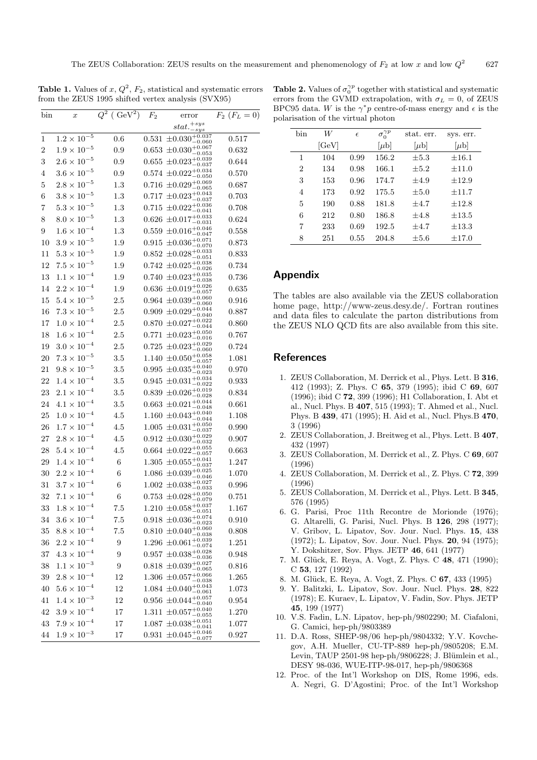**Table 1.** Values of $x$, $Q^2$, $F_2$, statistical and systematic errors from the ZEUS 1995 shifted vertex analysis (SVX95)

| bin | $x$ | $Q^2$ ( GeV$^2$) | $F_2$ | error $stat.^{+sys}_{-sys}$ | $F_2$ ($F_L = 0$) |
|---|---|---|---|---|---|
| 1 | $1.2 \times 10^{-5}$ | 0.6 | 0.531 | $\pm 0.030^{+0.037}_{-0.060}$ | 0.517 |
| 2 | $1.9 \times 10^{-5}$ | 0.9 | 0.653 | $\pm 0.030^{+0.067}_{-0.053}$ | 0.632 |
| 3 | $2.6 \times 10^{-5}$ | 0.9 | 0.655 | $\pm 0.023^{+0.039}_{-0.037}$ | 0.644 |
| 4 | $3.6 \times 10^{-5}$ | 0.9 | 0.574 | $\pm 0.022^{+0.034}_{-0.050}$ | 0.570 |
| 5 | $2.8 \times 10^{-5}$ | 1.3 | 0.716 | $\pm 0.029^{+0.069}_{-0.065}$ | 0.687 |
| 6 | $3.8 \times 10^{-5}$ | 1.3 | 0.717 | $\pm 0.023^{+0.043}_{-0.037}$ | 0.703 |
| 7 | $5.3 \times 10^{-5}$ | 1.3 | 0.715 | $\pm 0.022^{+0.036}_{-0.041}$ | 0.708 |
| 8 | $8.0 \times 10^{-5}$ | 1.3 | 0.626 | $\pm 0.017^{+0.033}_{-0.031}$ | 0.624 |
| 9 | $1.6 \times 10^{-4}$ | 1.3 | 0.559 | $\pm 0.016^{+0.046}_{-0.047}$ | 0.558 |
| 10 | $3.9 \times 10^{-5}$ | 1.9 | 0.915 | $\pm 0.036^{+0.071}_{-0.070}$ | 0.873 |
| 11 | $5.3 \times 10^{-5}$ | 1.9 | 0.852 | $\pm 0.028^{+0.033}_{-0.051}$ | 0.833 |
| 12 | $7.5 \times 10^{-5}$ | 1.9 | 0.742 | $\pm 0.025^{+0.038}_{-0.026}$ | 0.734 |
| 13 | $1.1 \times 10^{-4}$ | 1.9 | 0.740 | $\pm 0.023^{+0.035}_{-0.038}$ | 0.736 |
| 14 | $2.2 \times 10^{-4}$ | 1.9 | 0.636 | $\pm 0.019^{+0.026}_{-0.057}$ | 0.635 |
| 15 | $5.4 \times 10^{-5}$ | 2.5 | 0.964 | $\pm 0.039^{+0.060}_{-0.060}$ | 0.916 |
| 16 | $7.3 \times 10^{-5}$ | 2.5 | 0.909 | $\pm 0.029^{+0.044}_{-0.040}$ | 0.887 |
| 17 | $1.0 \times 10^{-4}$ | 2.5 | 0.870 | $\pm 0.027^{+0.022}_{-0.044}$ | 0.860 |
| 18 | $1.6 \times 10^{-4}$ | 2.5 | 0.771 | $\pm 0.023^{+0.050}_{-0.016}$ | 0.767 |
| 19 | $3.0 \times 10^{-4}$ | 2.5 | 0.725 | $\pm 0.023^{+0.029}_{-0.060}$ | 0.724 |
| 20 | $7.3 \times 10^{-5}$ | 3.5 | 1.140 | $\pm 0.050^{+0.058}_{-0.057}$ | 1.081 |
| 21 | $9.8 \times 10^{-5}$ | 3.5 | 0.995 | $\pm 0.035^{+0.040}_{-0.023}$ | 0.970 |
| 22 | $1.4 \times 10^{-4}$ | 3.5 | 0.945 | $\pm 0.031^{+0.034}_{-0.022}$ | 0.933 |
| 23 | $2.1 \times 10^{-4}$ | 3.5 | 0.839 | $\pm 0.026^{+0.019}_{-0.028}$ | 0.834 |
| 24 | $4.1 \times 10^{-4}$ | 3.5 | 0.663 | $\pm 0.021^{+0.044}_{-0.048}$ | 0.661 |
| 25 | $1.0 \times 10^{-4}$ | 4.5 | 1.160 | $\pm 0.043^{+0.040}_{-0.044}$ | 1.108 |
| 26 | $1.7 \times 10^{-4}$ | 4.5 | 1.005 | $\pm 0.031^{+0.050}_{-0.037}$ | 0.990 |
| 27 | $2.8 \times 10^{-4}$ | 4.5 | 0.912 | $\pm 0.030^{+0.029}_{-0.032}$ | 0.907 |
| 28 | $5.4 \times 10^{-4}$ | 4.5 | 0.664 | $\pm 0.022^{+0.055}_{-0.057}$ | 0.663 |
| 29 | $1.4 \times 10^{-4}$ | 6 | 1.305 | $\pm 0.055^{+0.041}_{-0.037}$ | 1.247 |
| 30 | $2.2 \times 10^{-4}$ | 6 | 1.086 | $\pm 0.039^{+0.025}_{-0.046}$ | 1.070 |
| 31 | $3.7 \times 10^{-4}$ | 6 | 1.002 | $\pm 0.038^{+0.027}_{-0.033}$ | 0.996 |
| 32 | $7.1 \times 10^{-4}$ | 6 | 0.753 | $\pm 0.028^{+0.050}_{-0.079}$ | 0.751 |
| 33 | $1.8 \times 10^{-4}$ | 7.5 | 1.210 | $\pm 0.058^{+0.037}_{-0.051}$ | 1.167 |
| 34 | $3.6 \times 10^{-4}$ | 7.5 | 0.918 | $\pm 0.036^{+0.074}_{-0.023}$ | 0.910 |
| 35 | $8.8 \times 10^{-4}$ | 7.5 | 0.810 | $\pm 0.040^{+0.060}_{-0.038}$ | 0.808 |
| 36 | $2.2 \times 10^{-4}$ | 9 | 1.296 | $\pm 0.061^{+0.039}_{-0.074}$ | 1.251 |
| 37 | $4.3 \times 10^{-4}$ | 9 | 0.957 | $\pm 0.038^{+0.028}_{-0.036}$ | 0.948 |
| 38 | $1.1 \times 10^{-3}$ | 9 | 0.818 | $\pm 0.039^{+0.027}_{-0.065}$ | 0.816 |
| 39 | $2.8 \times 10^{-4}$ | 12 | 1.306 | $\pm 0.057^{+0.066}_{-0.038}$ | 1.265 |
| 40 | $5.6 \times 10^{-4}$ | 12 | 1.084 | $\pm 0.040^{+0.043}_{-0.061}$ | 1.073 |
| 41 | $1.4 \times 10^{-3}$ | 12 | 0.956 | $\pm 0.044^{+0.057}_{-0.040}$ | 0.954 |
| 42 | $3.9 \times 10^{-4}$ | 17 | 1.311 | $\pm 0.057^{+0.040}_{-0.055}$ | 1.270 |
| 43 | $7.9 \times 10^{-4}$ | 17 | 1.087 | $\pm 0.038^{+0.051}_{-0.041}$ | 1.077 |
| 44 | $1.9 \times 10^{-3}$ | 17 | 0.931 | $\pm 0.045^{+0.046}_{-0.077}$ | 0.927 |

**Table 2.** Values of $\sigma_0^{\gamma p}$ together with statistical and systematic errors from the GVMD extrapolation, with $\sigma_L = 0$, of ZEUS BPC95 data. $W$ is the $\gamma^* p$ centre-of-mass energy and $\epsilon$ is the polarisation of the virtual photon

| bin | $W$ [GeV] | $\epsilon$ | $\sigma_0^{\gamma p}$ [$\mu$b] | stat. err. [$\mu$b] | sys. err. [$\mu$b] |
|---|---|---|---|---|---|
| 1 | 104 | 0.99 | 156.2 | $\pm 5.3$ | $\pm 16.1$ |
| 2 | 134 | 0.98 | 166.1 | $\pm 5.2$ | $\pm 11.0$ |
| 3 | 153 | 0.96 | 174.7 | $\pm 4.9$ | $\pm 12.9$ |
| 4 | 173 | 0.92 | 175.5 | $\pm 5.0$ | $\pm 11.7$ |
| 5 | 190 | 0.88 | 181.8 | $\pm 4.7$ | $\pm 12.8$ |
| 6 | 212 | 0.80 | 186.8 | $\pm 4.8$ | $\pm 13.5$ |
| 7 | 233 | 0.69 | 192.5 | $\pm 4.7$ | $\pm 13.3$ |
| 8 | 251 | 0.55 | 204.8 | $\pm 5.6$ | $\pm 17.0$ |

## Appendix

The tables are also available via the ZEUS collaboration home page, http://www-zeus.desy.de/. Fortran routines and data files to calculate the parton distributions from the ZEUS NLO QCD fits are also available from this site.

## References

1. ZEUS Collaboration, M. Derrick et al., Phys. Lett. B **316**, 412 (1993); Z. Phys. C **65**, 379 (1995); ibid C **69**, 607 (1996); ibid C **72**, 399 (1996); H1 Collaboration, I. Abt et al., Nucl. Phys. B **407**, 515 (1993); T. Ahmed et al., Nucl. Phys. B **439**, 471 (1995); H. Aid et al., Nucl. Phys.B **470**, 3 (1996)
2. ZEUS Collaboration, J. Breitweg et al., Phys. Lett. B **407**, 432 (1997)
3. ZEUS Collaboration, M. Derrick et al., Z. Phys. C **69**, 607 (1996)
4. ZEUS Collaboration, M. Derrick et al., Z. Phys. C **72**, 399 (1996)
5. ZEUS Collaboration, M. Derrick et al., Phys. Lett. B **345**, 576 (1995)
6. G. Parisi, Proc 11th Recontre de Morionde (1976); G. Altarelli, G. Parisi, Nucl. Phys. B **126**, 298 (1977); V. Gribov, L. Lipatov, Sov. Jour. Nucl. Phys. **15**, 438 (1972); L. Lipatov, Sov. Jour. Nucl. Phys. **20**, 94 (1975); Y. Dokshitzer, Sov. Phys. JETP **46**, 641 (1977)
7. M. Glück, E. Reya, A. Vogt, Z. Phys. C **48**, 471 (1990); C **53**, 127 (1992)
8. M. Glück, E. Reya, A. Vogt, Z. Phys. C **67**, 433 (1995)
9. Y. Balitzki, L. Lipatov, Sov. Jour. Nucl. Phys. **28**, 822 (1978); E. Kuraev, L. Lipatov, V. Fadin, Sov. Phys. JETP **45**, 199 (1977)
10. V.S. Fadin, L.N. Lipatov, hep-ph/9802290; M. Ciafaloni, G. Camici, hep-ph/9803389
11. D.A. Ross, SHEP-98/06 hep-ph/9804332; Y.V. Kovchegov, A.H. Mueller, CU-TP-889 hep-ph/9805208; E.M. Levin, TAUP 2501-98 hep-ph/9806228; J. Blümlein et al., DESY 98-036, WUE-ITP-98-017, hep-ph/9806368
12. Proc. of the Int'l Workshop on DIS, Rome 1996, eds. A. Negri, G. D'Agostini; Proc. of the Int'l Workshop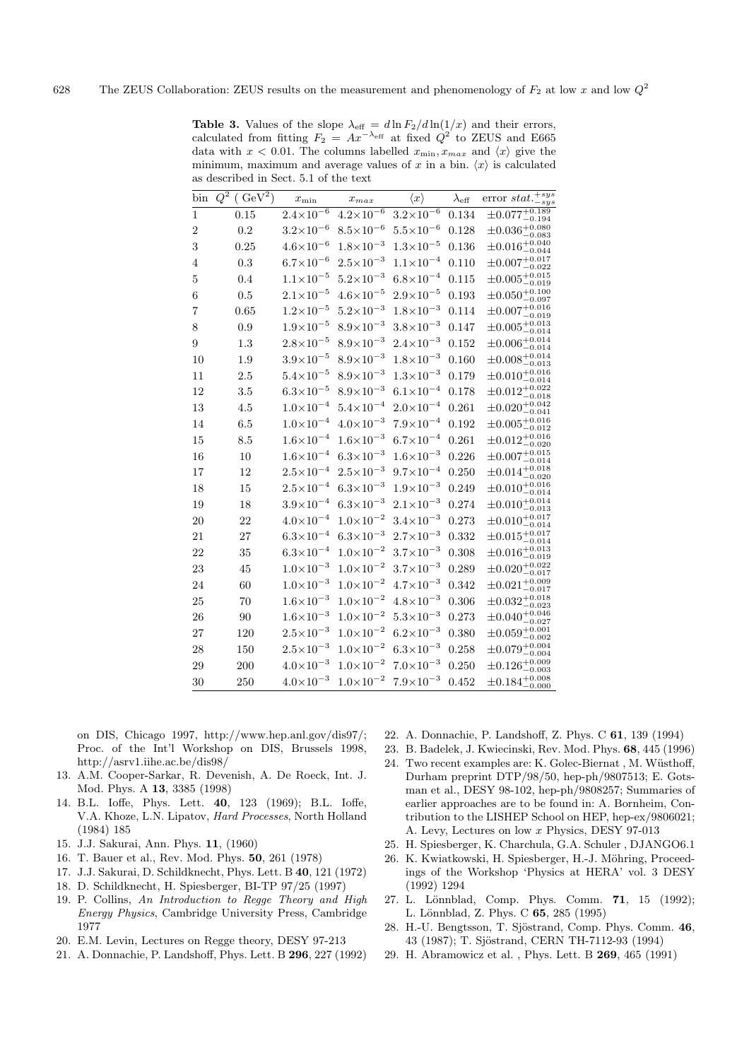**Table 3.** Values of the slope $\lambda_{\text{eff}} = d\ln F_2/d\ln(1/x)$ and their errors, calculated from fitting $F_2 = Ax^{-\lambda_{\text{eff}}}$ at fixed $Q^2$ to ZEUS and E665 data with $x < 0.01$. The columns labelled $x_{\min}, x_{max}$ and $\langle x \rangle$ give the minimum, maximum and average values of $x$ in a bin. $\langle x \rangle$ is calculated as described in Sect. 5.1 of the text

| bin | $Q^2$ ( GeV$^2$) | $x_{\min}$ | $x_{max}$ | $\langle x \rangle$ | $\lambda_{\text{eff}}$ | error $stat.^{+sys}_{-sys}$ |
|---|---|---|---|---|---|---|
| 1 | 0.15 | $2.4{\times}10^{-6}$ | $4.2{\times}10^{-6}$ | $3.2{\times}10^{-6}$ | 0.134 | $\pm 0.077^{+0.189}_{-0.194}$ |
| 2 | 0.2 | $3.2{\times}10^{-6}$ | $8.5{\times}10^{-6}$ | $5.5{\times}10^{-6}$ | 0.128 | $\pm 0.036^{+0.080}_{-0.083}$ |
| 3 | 0.25 | $4.6{\times}10^{-6}$ | $1.8{\times}10^{-3}$ | $1.3{\times}10^{-5}$ | 0.136 | $\pm 0.016^{+0.040}_{-0.044}$ |
| 4 | 0.3 | $6.7{\times}10^{-6}$ | $2.5{\times}10^{-3}$ | $1.1{\times}10^{-4}$ | 0.110 | $\pm 0.007^{+0.017}_{-0.022}$ |
| 5 | 0.4 | $1.1{\times}10^{-5}$ | $5.2{\times}10^{-3}$ | $6.8{\times}10^{-4}$ | 0.115 | $\pm 0.005^{+0.015}_{-0.019}$ |
| 6 | 0.5 | $2.1{\times}10^{-5}$ | $4.6{\times}10^{-5}$ | $2.9{\times}10^{-5}$ | 0.193 | $\pm 0.050^{+0.100}_{-0.097}$ |
| 7 | 0.65 | $1.2{\times}10^{-5}$ | $5.2{\times}10^{-3}$ | $1.8{\times}10^{-3}$ | 0.114 | $\pm 0.007^{+0.016}_{-0.019}$ |
| 8 | 0.9 | $1.9{\times}10^{-5}$ | $8.9{\times}10^{-3}$ | $3.8{\times}10^{-3}$ | 0.147 | $\pm 0.005^{+0.013}_{-0.014}$ |
| 9 | 1.3 | $2.8{\times}10^{-5}$ | $8.9{\times}10^{-3}$ | $2.4{\times}10^{-3}$ | 0.152 | $\pm 0.006^{+0.014}_{-0.014}$ |
| 10 | 1.9 | $3.9{\times}10^{-5}$ | $8.9{\times}10^{-3}$ | $1.8{\times}10^{-3}$ | 0.160 | $\pm 0.008^{+0.014}_{-0.013}$ |
| 11 | 2.5 | $5.4{\times}10^{-5}$ | $8.9{\times}10^{-3}$ | $1.3{\times}10^{-3}$ | 0.179 | $\pm 0.010^{+0.016}_{-0.014}$ |
| 12 | 3.5 | $6.3{\times}10^{-5}$ | $8.9{\times}10^{-3}$ | $6.1{\times}10^{-4}$ | 0.178 | $\pm 0.012^{+0.022}_{-0.018}$ |
| 13 | 4.5 | $1.0{\times}10^{-4}$ | $5.4{\times}10^{-4}$ | $2.0{\times}10^{-4}$ | 0.261 | $\pm 0.020^{+0.042}_{-0.041}$ |
| 14 | 6.5 | $1.0{\times}10^{-4}$ | $4.0{\times}10^{-3}$ | $7.9{\times}10^{-4}$ | 0.192 | $\pm 0.005^{+0.016}_{-0.012}$ |
| 15 | 8.5 | $1.6{\times}10^{-4}$ | $1.6{\times}10^{-3}$ | $6.7{\times}10^{-4}$ | 0.261 | $\pm 0.012^{+0.016}_{-0.020}$ |
| 16 | 10 | $1.6{\times}10^{-4}$ | $6.3{\times}10^{-3}$ | $1.6{\times}10^{-3}$ | 0.226 | $\pm 0.007^{+0.015}_{-0.014}$ |
| 17 | 12 | $2.5{\times}10^{-4}$ | $2.5{\times}10^{-3}$ | $9.7{\times}10^{-4}$ | 0.250 | $\pm 0.014^{+0.018}_{-0.020}$ |
| 18 | 15 | $2.5{\times}10^{-4}$ | $6.3{\times}10^{-3}$ | $1.9{\times}10^{-3}$ | 0.249 | $\pm 0.010^{+0.016}_{-0.014}$ |
| 19 | 18 | $3.9{\times}10^{-4}$ | $6.3{\times}10^{-3}$ | $2.1{\times}10^{-3}$ | 0.274 | $\pm 0.010^{+0.014}_{-0.013}$ |
| 20 | 22 | $4.0{\times}10^{-4}$ | $1.0{\times}10^{-2}$ | $3.4{\times}10^{-3}$ | 0.273 | $\pm 0.010^{+0.017}_{-0.014}$ |
| 21 | 27 | $6.3{\times}10^{-4}$ | $6.3{\times}10^{-3}$ | $2.7{\times}10^{-3}$ | 0.332 | $\pm 0.015^{+0.017}_{-0.014}$ |
| 22 | 35 | $6.3{\times}10^{-4}$ | $1.0{\times}10^{-2}$ | $3.7{\times}10^{-3}$ | 0.308 | $\pm 0.016^{+0.013}_{-0.019}$ |
| 23 | 45 | $1.0{\times}10^{-3}$ | $1.0{\times}10^{-2}$ | $3.7{\times}10^{-3}$ | 0.289 | $\pm 0.020^{+0.022}_{-0.017}$ |
| 24 | 60 | $1.0{\times}10^{-3}$ | $1.0{\times}10^{-2}$ | $4.7{\times}10^{-3}$ | 0.342 | $\pm 0.021^{+0.009}_{-0.017}$ |
| 25 | 70 | $1.6{\times}10^{-3}$ | $1.0{\times}10^{-2}$ | $4.8{\times}10^{-3}$ | 0.306 | $\pm 0.032^{+0.018}_{-0.023}$ |
| 26 | 90 | $1.6{\times}10^{-3}$ | $1.0{\times}10^{-2}$ | $5.3{\times}10^{-3}$ | 0.273 | $\pm 0.040^{+0.046}_{-0.027}$ |
| 27 | 120 | $2.5{\times}10^{-3}$ | $1.0{\times}10^{-2}$ | $6.2{\times}10^{-3}$ | 0.380 | $\pm 0.059^{+0.001}_{-0.002}$ |
| 28 | 150 | $2.5{\times}10^{-3}$ | $1.0{\times}10^{-2}$ | $6.3{\times}10^{-3}$ | 0.258 | $\pm 0.079^{+0.004}_{-0.004}$ |
| 29 | 200 | $4.0{\times}10^{-3}$ | $1.0{\times}10^{-2}$ | $7.0{\times}10^{-3}$ | 0.250 | $\pm 0.126^{+0.009}_{-0.003}$ |
| 30 | 250 | $4.0{\times}10^{-3}$ | $1.0{\times}10^{-2}$ | $7.9{\times}10^{-3}$ | 0.452 | $\pm 0.184^{+0.008}_{-0.000}$ |

on DIS, Chicago 1997, http://www.hep.anl.gov/dis97/; Proc. of the Int'l Workshop on DIS, Brussels 1998, http://asrv1.iihe.ac.be/dis98/

13. A.M. Cooper-Sarkar, R. Devenish, A. De Roeck, Int. J. Mod. Phys. A **13**, 3385 (1998)
14. B.L. Ioffe, Phys. Lett. **40**, 123 (1969); B.L. Ioffe, V.A. Khoze, L.N. Lipatov, *Hard Processes*, North Holland (1984) 185
15. J.J. Sakurai, Ann. Phys. **11**, (1960)
16. T. Bauer et al., Rev. Mod. Phys. **50**, 261 (1978)
17. J.J. Sakurai, D. Schildknecht, Phys. Lett. B **40**, 121 (1972)
18. D. Schildknecht, H. Spiesberger, BI-TP 97/25 (1997)
19. P. Collins, *An Introduction to Regge Theory and High Energy Physics*, Cambridge University Press, Cambridge 1977
20. E.M. Levin, Lectures on Regge theory, DESY 97-213
21. A. Donnachie, P. Landshoff, Phys. Lett. B **296**, 227 (1992)
22. A. Donnachie, P. Landshoff, Z. Phys. C **61**, 139 (1994)
23. B. Badelek, J. Kwiecinski, Rev. Mod. Phys. **68**, 445 (1996)
24. Two recent examples are: K. Golec-Biernat , M. Wüsthoff, Durham preprint DTP/98/50, hep-ph/9807513; E. Gotsman et al., DESY 98-102, hep-ph/9808257; Summaries of earlier approaches are to be found in: A. Bornheim, Contribution to the LISHEP School on HEP, hep-ex/9806021; A. Levy, Lectures on low $x$ Physics, DESY 97-013
25. H. Spiesberger, K. Charchula, G.A. Schuler , DJANGO6.1
26. K. Kwiatkowski, H. Spiesberger, H.-J. Möhring, Proceedings of the Workshop 'Physics at HERA' vol. 3 DESY (1992) 1294
27. L. Lönnblad, Comp. Phys. Comm. **71**, 15 (1992); L. Lönnblad, Z. Phys. C **65**, 285 (1995)
28. H.-U. Bengtsson, T. Sjöstrand, Comp. Phys. Comm. **46**, 43 (1987); T. Sjöstrand, CERN TH-7112-93 (1994)
29. H. Abramowicz et al. , Phys. Lett. B **269**, 465 (1991)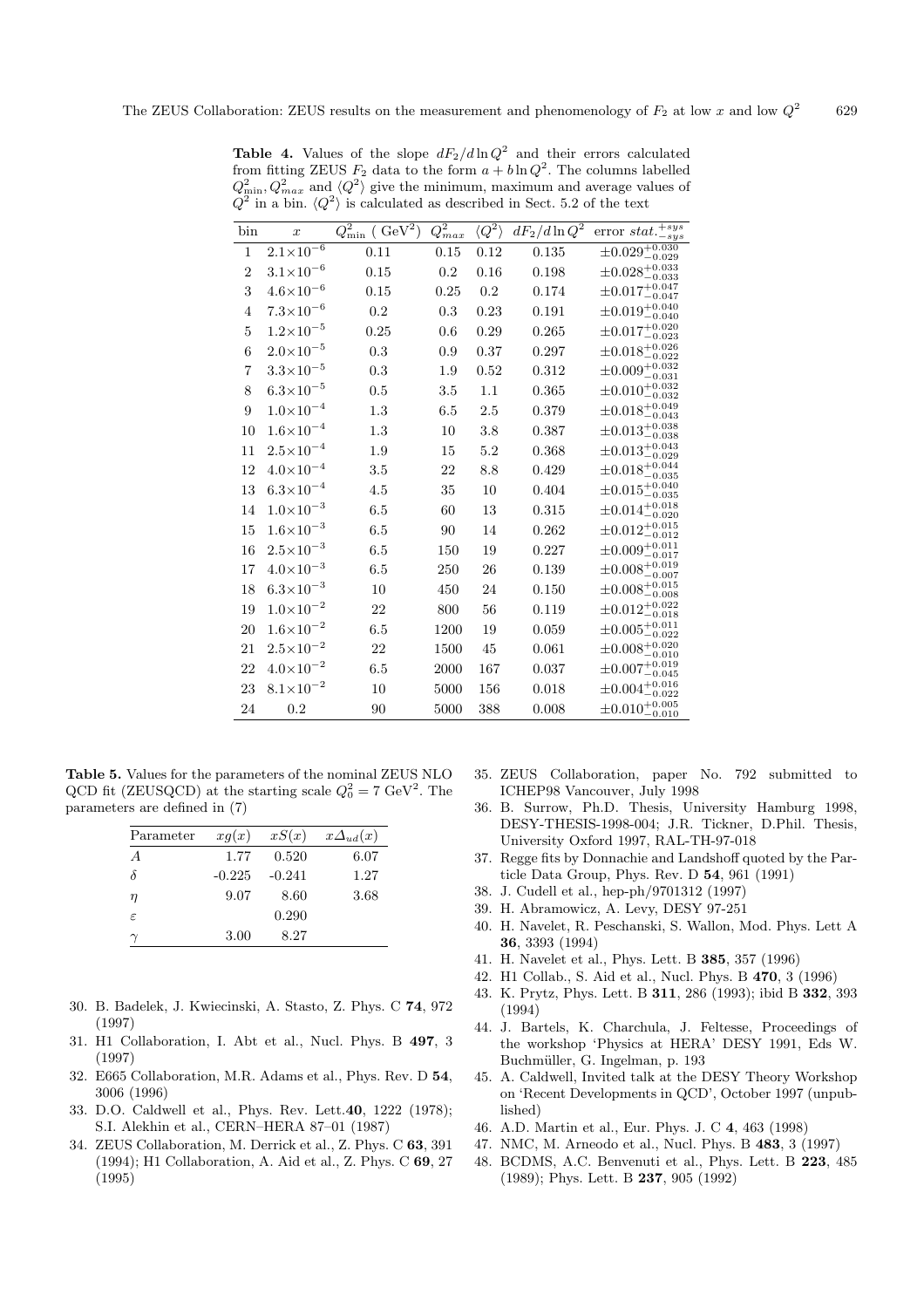**Table 4.** Values of the slope $dF_2/d\ln Q^2$ and their errors calculated from fitting ZEUS $F_2$ data to the form $a + b\ln Q^2$. The columns labelled $Q^2_{\min}, Q^2_{max}$ and $\langle Q^2\rangle$ give the minimum, maximum and average values of $Q^2$ in a bin. $\langle Q^2\rangle$ is calculated as described in Sect. 5.2 of the text

| bin | $x$ | $Q^2_{\min}$ ( $\mathrm{GeV}^2$) | $Q^2_{max}$ | $\langle Q^2\rangle$ | $dF_2/d\ln Q^2$ | error $stat.^{+sys}_{-sys}$ |
|---|---|---|---|---|---|---|
| 1 | $2.1\times10^{-6}$ | 0.11 | 0.15 | 0.12 | 0.135 | $\pm0.029^{+0.030}_{-0.029}$ |
| 2 | $3.1\times10^{-6}$ | 0.15 | 0.2 | 0.16 | 0.198 | $\pm0.028^{+0.033}_{-0.033}$ |
| 3 | $4.6\times10^{-6}$ | 0.15 | 0.25 | 0.2 | 0.174 | $\pm0.017^{+0.047}_{-0.047}$ |
| 4 | $7.3\times10^{-6}$ | 0.2 | 0.3 | 0.23 | 0.191 | $\pm0.019^{+0.040}_{-0.040}$ |
| 5 | $1.2\times10^{-5}$ | 0.25 | 0.6 | 0.29 | 0.265 | $\pm0.017^{+0.020}_{-0.023}$ |
| 6 | $2.0\times10^{-5}$ | 0.3 | 0.9 | 0.37 | 0.297 | $\pm0.018^{+0.026}_{-0.022}$ |
| 7 | $3.3\times10^{-5}$ | 0.3 | 1.9 | 0.52 | 0.312 | $\pm0.009^{+0.032}_{-0.031}$ |
| 8 | $6.3\times10^{-5}$ | 0.5 | 3.5 | 1.1 | 0.365 | $\pm0.010^{+0.032}_{-0.032}$ |
| 9 | $1.0\times10^{-4}$ | 1.3 | 6.5 | 2.5 | 0.379 | $\pm0.018^{+0.049}_{-0.043}$ |
| 10 | $1.6\times10^{-4}$ | 1.3 | 10 | 3.8 | 0.387 | $\pm0.013^{+0.038}_{-0.038}$ |
| 11 | $2.5\times10^{-4}$ | 1.9 | 15 | 5.2 | 0.368 | $\pm0.013^{+0.043}_{-0.029}$ |
| 12 | $4.0\times10^{-4}$ | 3.5 | 22 | 8.8 | 0.429 | $\pm0.018^{+0.044}_{-0.035}$ |
| 13 | $6.3\times10^{-4}$ | 4.5 | 35 | 10 | 0.404 | $\pm0.015^{+0.040}_{-0.035}$ |
| 14 | $1.0\times10^{-3}$ | 6.5 | 60 | 13 | 0.315 | $\pm0.014^{+0.018}_{-0.020}$ |
| 15 | $1.6\times10^{-3}$ | 6.5 | 90 | 14 | 0.262 | $\pm0.012^{+0.015}_{-0.012}$ |
| 16 | $2.5\times10^{-3}$ | 6.5 | 150 | 19 | 0.227 | $\pm0.009^{+0.011}_{-0.017}$ |
| 17 | $4.0\times10^{-3}$ | 6.5 | 250 | 26 | 0.139 | $\pm0.008^{+0.019}_{-0.007}$ |
| 18 | $6.3\times10^{-3}$ | 10 | 450 | 24 | 0.150 | $\pm0.008^{+0.015}_{-0.008}$ |
| 19 | $1.0\times10^{-2}$ | 22 | 800 | 56 | 0.119 | $\pm0.012^{+0.022}_{-0.018}$ |
| 20 | $1.6\times10^{-2}$ | 6.5 | 1200 | 19 | 0.059 | $\pm0.005^{+0.011}_{-0.022}$ |
| 21 | $2.5\times10^{-2}$ | 22 | 1500 | 45 | 0.061 | $\pm0.008^{+0.020}_{-0.010}$ |
| 22 | $4.0\times10^{-2}$ | 6.5 | 2000 | 167 | 0.037 | $\pm0.007^{+0.019}_{-0.045}$ |
| 23 | $8.1\times10^{-2}$ | 10 | 5000 | 156 | 0.018 | $\pm0.004^{+0.016}_{-0.022}$ |
| 24 | 0.2 | 90 | 5000 | 388 | 0.008 | $\pm0.010^{+0.005}_{-0.010}$ |

**Table 5.** Values for the parameters of the nominal ZEUS NLO QCD fit (ZEUSQCD) at the starting scale $Q_0^2 = 7$ GeV$^2$. The parameters are defined in (7)

| Parameter | $xg(x)$ | $xS(x)$ | $x\Delta_{ud}(x)$ |
|---|---|---|---|
| $A$ | 1.77 | 0.520 | 6.07 |
| $\delta$ | -0.225 | -0.241 | 1.27 |
| $\eta$ | 9.07 | 8.60 | 3.68 |
| $\varepsilon$ | | 0.290 | |
| $\gamma$ | 3.00 | 8.27 | |

30. B. Badelek, J. Kwiecinski, A. Stasto, Z. Phys. C **74**, 972 (1997)
31. H1 Collaboration, I. Abt et al., Nucl. Phys. B **497**, 3 (1997)
32. E665 Collaboration, M.R. Adams et al., Phys. Rev. D **54**, 3006 (1996)
33. D.O. Caldwell et al., Phys. Rev. Lett.**40**, 1222 (1978); S.I. Alekhin et al., CERN–HERA 87–01 (1987)
34. ZEUS Collaboration, M. Derrick et al., Z. Phys. C **63**, 391 (1994); H1 Collaboration, A. Aid et al., Z. Phys. C **69**, 27 (1995)
35. ZEUS Collaboration, paper No. 792 submitted to ICHEP98 Vancouver, July 1998
36. B. Surrow, Ph.D. Thesis, University Hamburg 1998, DESY-THESIS-1998-004; J.R. Tickner, D.Phil. Thesis, University Oxford 1997, RAL-TH-97-018
37. Regge fits by Donnachie and Landshoff quoted by the Particle Data Group, Phys. Rev. D **54**, 961 (1991)
38. J. Cudell et al., hep-ph/9701312 (1997)
39. H. Abramowicz, A. Levy, DESY 97-251
40. H. Navelet, R. Peschanski, S. Wallon, Mod. Phys. Lett A **36**, 3393 (1994)
41. H. Navelet et al., Phys. Lett. B **385**, 357 (1996)
42. H1 Collab., S. Aid et al., Nucl. Phys. B **470**, 3 (1996)
43. K. Prytz, Phys. Lett. B **311**, 286 (1993); ibid B **332**, 393 (1994)
44. J. Bartels, K. Charchula, J. Feltesse, Proceedings of the workshop 'Physics at HERA' DESY 1991, Eds W. Buchmüller, G. Ingelman, p. 193
45. A. Caldwell, Invited talk at the DESY Theory Workshop on 'Recent Developments in QCD', October 1997 (unpublished)
46. A.D. Martin et al., Eur. Phys. J. C **4**, 463 (1998)
47. NMC, M. Arneodo et al., Nucl. Phys. B **483**, 3 (1997)
48. BCDMS, A.C. Benvenuti et al., Phys. Lett. B **223**, 485 (1989); Phys. Lett. B **237**, 905 (1992)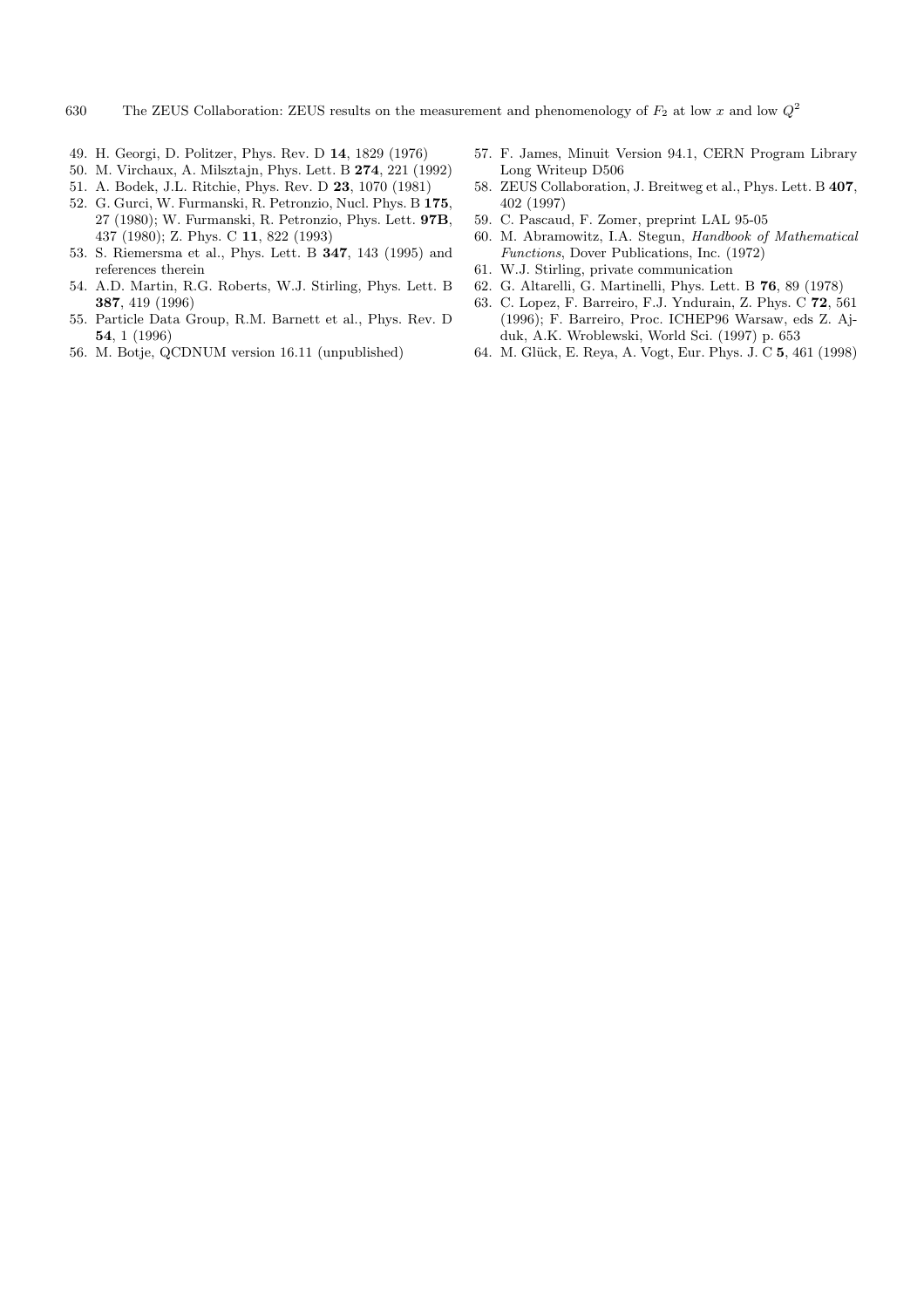49. H. Georgi, D. Politzer, Phys. Rev. D **14**, 1829 (1976)
50. M. Virchaux, A. Milsztajn, Phys. Lett. B **274**, 221 (1992)
51. A. Bodek, J.L. Ritchie, Phys. Rev. D **23**, 1070 (1981)
52. G. Gurci, W. Furmanski, R. Petronzio, Nucl. Phys. B **175**, 27 (1980); W. Furmanski, R. Petronzio, Phys. Lett. **97B**, 437 (1980); Z. Phys. C **11**, 822 (1993)
53. S. Riemersma et al., Phys. Lett. B **347**, 143 (1995) and references therein
54. A.D. Martin, R.G. Roberts, W.J. Stirling, Phys. Lett. B **387**, 419 (1996)
55. Particle Data Group, R.M. Barnett et al., Phys. Rev. D **54**, 1 (1996)
56. M. Botje, QCDNUM version 16.11 (unpublished)
57. F. James, Minuit Version 94.1, CERN Program Library Long Writeup D506
58. ZEUS Collaboration, J. Breitweg et al., Phys. Lett. B **407**, 402 (1997)
59. C. Pascaud, F. Zomer, preprint LAL 95-05
60. M. Abramowitz, I.A. Stegun, *Handbook of Mathematical Functions*, Dover Publications, Inc. (1972)
61. W.J. Stirling, private communication
62. G. Altarelli, G. Martinelli, Phys. Lett. B **76**, 89 (1978)
63. C. Lopez, F. Barreiro, F.J. Yndurain, Z. Phys. C **72**, 561 (1996); F. Barreiro, Proc. ICHEP96 Warsaw, eds Z. Ajduk, A.K. Wroblewski, World Sci. (1997) p. 653
64. M. Glück, E. Reya, A. Vogt, Eur. Phys. J. C **5**, 461 (1998)